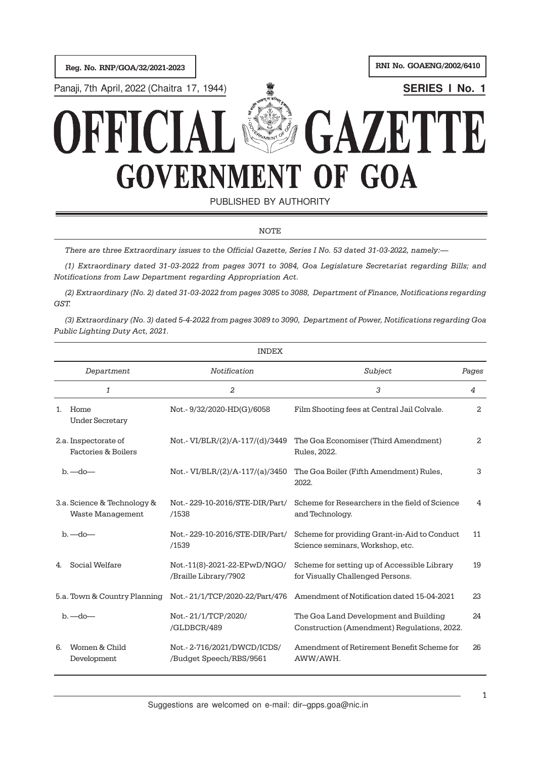Reg. No. RNP/GOA/32/2021-2023

RNI No. GOAENG/2002/6410

Panaji, 7th April, 2022 (Chaitra 17, 1944)

**SERIES I No. 1**

# OFFICIAL GAZETTE
# GOVERNMENT OF GOA

PUBLISHED BY AUTHORITY

NOTE

*There are three Extraordinary issues to the Official Gazette, Series I No. 53 dated 31-03-2022, namely:—*

*(1) Extraordinary dated 31-03-2022 from pages 3071 to 3084, Goa Legislature Secretariat regarding Bills; and Notifications from Law Department regarding Appropriation Act.*

*(2) Extraordinary (No. 2) dated 31-03-2022 from pages 3085 to 3088, Department of Finance, Notifications regarding GST.*

*(3) Extraordinary (No. 3) dated 5-4-2022 from pages 3089 to 3090, Department of Power, Notifications regarding Goa Public Lighting Duty Act, 2021.*

INDEX

| *Department* | *Notification* | *Subject* | *Pages* |
|---|---|---|---|
| *1* | *2* | *3* | *4* |
| 1. Home Under Secretary | Not.- 9/32/2020-HD(G)/6058 | Film Shooting fees at Central Jail Colvale. | 2 |
| 2.a. Inspectorate of Factories & Boilers | Not.- VI/BLR/(2)/A-117/(d)/3449 | The Goa Economiser (Third Amendment) Rules, 2022. | 2 |
| b. —do— | Not.- VI/BLR/(2)/A-117/(a)/3450 | The Goa Boiler (Fifth Amendment) Rules, 2022. | 3 |
| 3.a. Science & Technology & Waste Management | Not.- 229-10-2016/STE-DIR/Part/ /1538 | Scheme for Researchers in the field of Science and Technology. | 4 |
| b. —do— | Not.- 229-10-2016/STE-DIR/Part/ /1539 | Scheme for providing Grant-in-Aid to Conduct Science seminars, Workshop, etc. | 11 |
| 4. Social Welfare | Not.-11(8)-2021-22-EPwD/NGO/ /Braille Library/7902 | Scheme for setting up of Accessible Library for Visually Challenged Persons. | 19 |
| 5.a. Town & Country Planning | Not.- 21/1/TCP/2020-22/Part/476 | Amendment of Notification dated 15-04-2021 | 23 |
| b. —do— | Not.- 21/1/TCP/2020/ /GLDBCR/489 | The Goa Land Development and Building Construction (Amendment) Regulations, 2022. | 24 |
| 6. Women & Child Development | Not.- 2-716/2021/DWCD/ICDS/ /Budget Speech/RBS/9561 | Amendment of Retirement Benefit Scheme for AWW/AWH. | 26 |

Suggestions are welcomed on e-mail: dir–gpps.goa@nic.in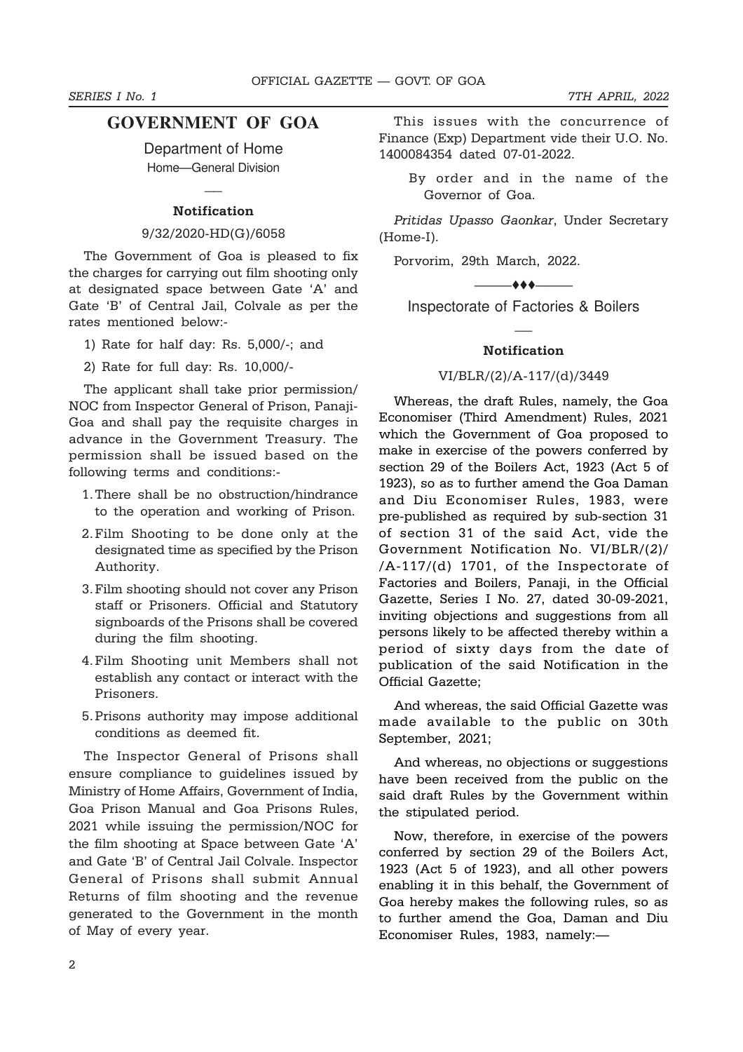## GOVERNMENT OF GOA

Department of Home

Home—General Division

---

**Notification**

9/32/2020-HD(G)/6058

The Government of Goa is pleased to fix the charges for carrying out film shooting only at designated space between Gate 'A' and Gate 'B' of Central Jail, Colvale as per the rates mentioned below:-

1) Rate for half day: Rs. 5,000/-; and

2) Rate for full day: Rs. 10,000/-

The applicant shall take prior permission/ NOC from Inspector General of Prison, Panaji-Goa and shall pay the requisite charges in advance in the Government Treasury. The permission shall be issued based on the following terms and conditions:-

1. There shall be no obstruction/hindrance to the operation and working of Prison.
2. Film Shooting to be done only at the designated time as specified by the Prison Authority.
3. Film shooting should not cover any Prison staff or Prisoners. Official and Statutory signboards of the Prisons shall be covered during the film shooting.
4. Film Shooting unit Members shall not establish any contact or interact with the Prisoners.
5. Prisons authority may impose additional conditions as deemed fit.

The Inspector General of Prisons shall ensure compliance to guidelines issued by Ministry of Home Affairs, Government of India, Goa Prison Manual and Goa Prisons Rules, 2021 while issuing the permission/NOC for the film shooting at Space between Gate 'A' and Gate 'B' of Central Jail Colvale. Inspector General of Prisons shall submit Annual Returns of film shooting and the revenue generated to the Government in the month of May of every year.

This issues with the concurrence of Finance (Exp) Department vide their U.O. No. 1400084354 dated 07-01-2022.

By order and in the name of the Governor of Goa.

*Pritidas Upasso Gaonkar*, Under Secretary (Home-I).

Porvorim, 29th March, 2022.

---

Inspectorate of Factories & Boilers

---

**Notification**

VI/BLR/(2)/A-117/(d)/3449

Whereas, the draft Rules, namely, the Goa Economiser (Third Amendment) Rules, 2021 which the Government of Goa proposed to make in exercise of the powers conferred by section 29 of the Boilers Act, 1923 (Act 5 of 1923), so as to further amend the Goa Daman and Diu Economiser Rules, 1983, were pre-published as required by sub-section 31 of section 31 of the said Act, vide the Government Notification No. VI/BLR/(2)/ /A-117/(d) 1701, of the Inspectorate of Factories and Boilers, Panaji, in the Official Gazette, Series I No. 27, dated 30-09-2021, inviting objections and suggestions from all persons likely to be affected thereby within a period of sixty days from the date of publication of the said Notification in the Official Gazette;

And whereas, the said Official Gazette was made available to the public on 30th September, 2021;

And whereas, no objections or suggestions have been received from the public on the said draft Rules by the Government within the stipulated period.

Now, therefore, in exercise of the powers conferred by section 29 of the Boilers Act, 1923 (Act 5 of 1923), and all other powers enabling it in this behalf, the Government of Goa hereby makes the following rules, so as to further amend the Goa, Daman and Diu Economiser Rules, 1983, namely:—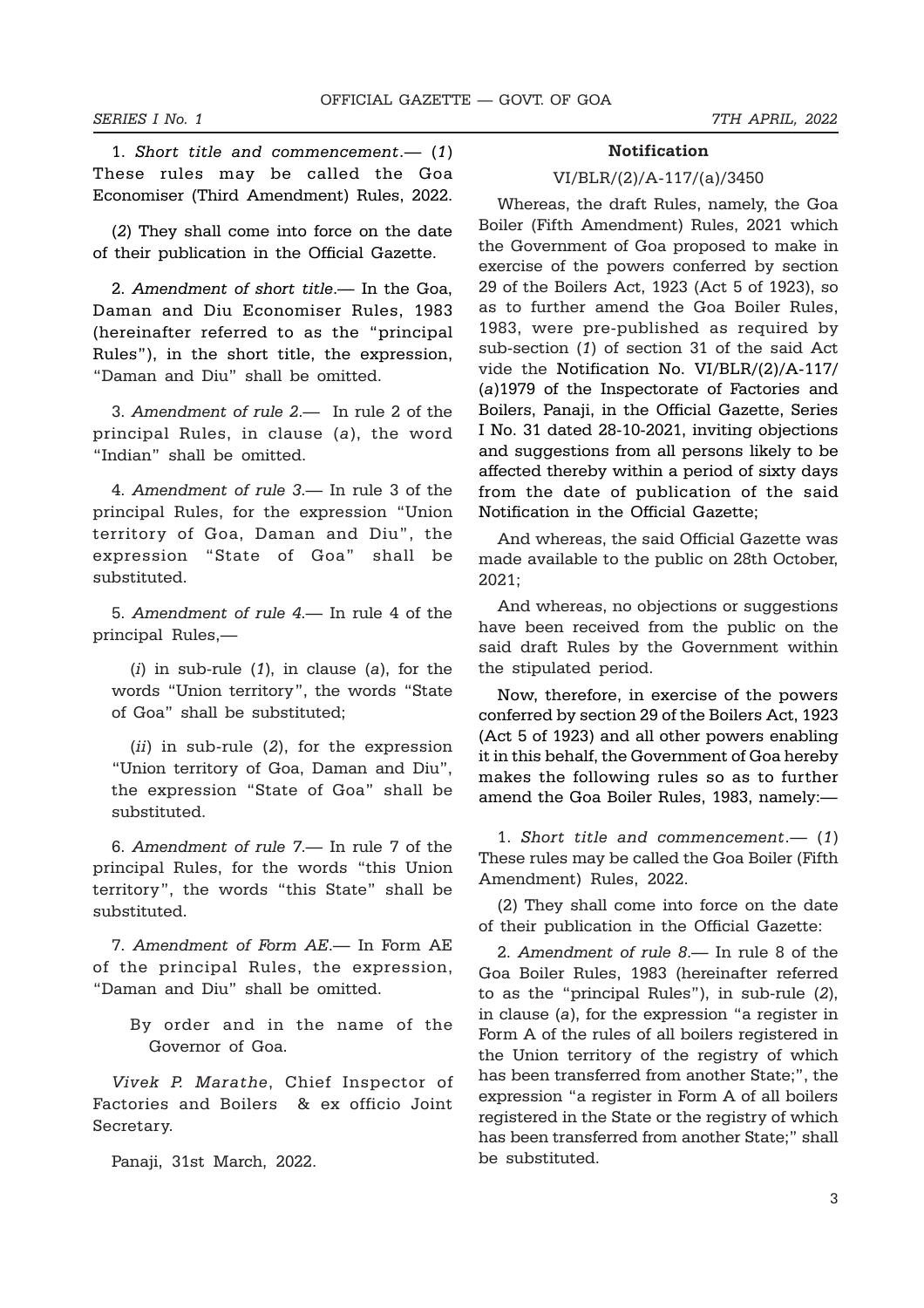1. *Short title and commencement*.— (*1*) These rules may be called the Goa Economiser (Third Amendment) Rules, 2022.

(*2*) They shall come into force on the date of their publication in the Official Gazette.

2. *Amendment of short title*.— In the Goa, Daman and Diu Economiser Rules, 1983 (hereinafter referred to as the "principal Rules"), in the short title, the expression, "Daman and Diu" shall be omitted.

3. *Amendment of rule 2*.— In rule 2 of the principal Rules, in clause (*a*), the word "Indian" shall be omitted.

4. *Amendment of rule 3*.— In rule 3 of the principal Rules, for the expression "Union territory of Goa, Daman and Diu", the expression "State of Goa" shall be substituted.

5. *Amendment of rule 4*.— In rule 4 of the principal Rules,—

(*i*) in sub-rule (*1*), in clause (*a*), for the words "Union territory", the words "State of Goa" shall be substituted;

(*ii*) in sub-rule (*2*), for the expression "Union territory of Goa, Daman and Diu", the expression "State of Goa" shall be substituted.

6. *Amendment of rule 7*.— In rule 7 of the principal Rules, for the words "this Union territory", the words "this State" shall be substituted.

7. *Amendment of Form AE*.— In Form AE of the principal Rules, the expression, "Daman and Diu" shall be omitted.

By order and in the name of the Governor of Goa.

*Vivek P. Marathe*, Chief Inspector of Factories and Boilers & ex officio Joint Secretary.

Panaji, 31st March, 2022.

### Notification

VI/BLR/(2)/A-117/(a)/3450

Whereas, the draft Rules, namely, the Goa Boiler (Fifth Amendment) Rules, 2021 which the Government of Goa proposed to make in exercise of the powers conferred by section 29 of the Boilers Act, 1923 (Act 5 of 1923), so as to further amend the Goa Boiler Rules, 1983, were pre-published as required by sub-section (*1*) of section 31 of the said Act vide the Notification No. VI/BLR/(2)/A-117/(*a*)1979 of the Inspectorate of Factories and Boilers, Panaji, in the Official Gazette, Series I No. 31 dated 28-10-2021, inviting objections and suggestions from all persons likely to be affected thereby within a period of sixty days from the date of publication of the said Notification in the Official Gazette;

And whereas, the said Official Gazette was made available to the public on 28th October, 2021;

And whereas, no objections or suggestions have been received from the public on the said draft Rules by the Government within the stipulated period.

Now, therefore, in exercise of the powers conferred by section 29 of the Boilers Act, 1923 (Act 5 of 1923) and all other powers enabling it in this behalf, the Government of Goa hereby makes the following rules so as to further amend the Goa Boiler Rules, 1983, namely:—

1. *Short title and commencement*.— (*1*) These rules may be called the Goa Boiler (Fifth Amendment) Rules, 2022.

(2) They shall come into force on the date of their publication in the Official Gazette:

2. *Amendment of rule 8*.— In rule 8 of the Goa Boiler Rules, 1983 (hereinafter referred to as the "principal Rules"), in sub-rule (*2*), in clause (*a*), for the expression "a register in Form A of the rules of all boilers registered in the Union territory of the registry of which has been transferred from another State;", the expression "a register in Form A of all boilers registered in the State or the registry of which has been transferred from another State;" shall be substituted.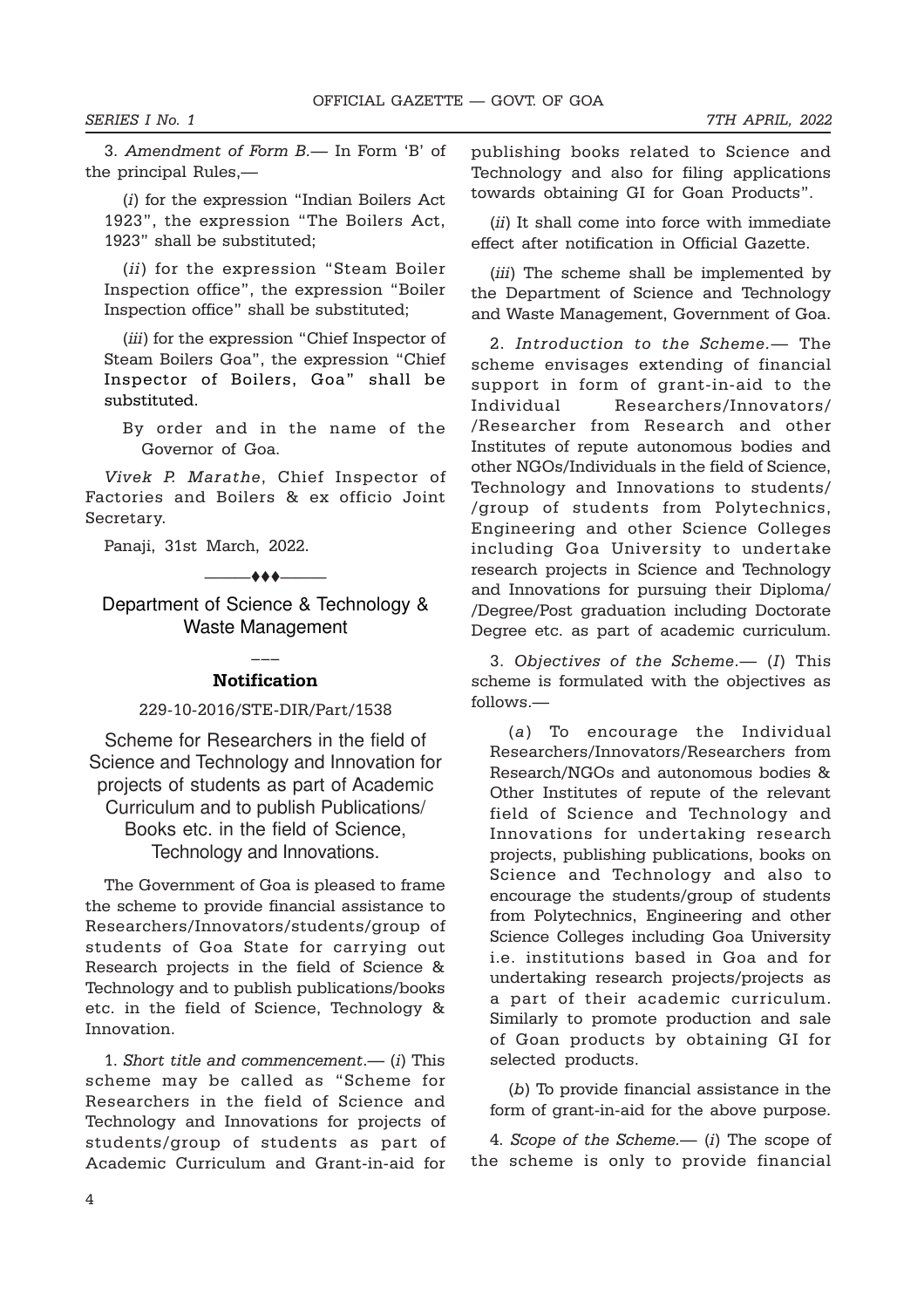3. *Amendment of Form B*.— In Form 'B' of the principal Rules,—

(*i*) for the expression "Indian Boilers Act 1923", the expression "The Boilers Act, 1923" shall be substituted;

(*ii*) for the expression "Steam Boiler Inspection office", the expression "Boiler Inspection office" shall be substituted;

(*iii*) for the expression "Chief Inspector of Steam Boilers Goa", the expression "Chief Inspector of Boilers, Goa" shall be substituted.

By order and in the name of the Governor of Goa.

*Vivek P. Marathe*, Chief Inspector of Factories and Boilers & ex officio Joint Secretary.

Panaji, 31st March, 2022.

———♦♦♦———

## Department of Science & Technology & Waste Management

———

### Notification

229-10-2016/STE-DIR/Part/1538

### Scheme for Researchers in the field of Science and Technology and Innovation for projects of students as part of Academic Curriculum and to publish Publications/ Books etc. in the field of Science, Technology and Innovations.

The Government of Goa is pleased to frame the scheme to provide financial assistance to Researchers/Innovators/students/group of students of Goa State for carrying out Research projects in the field of Science & Technology and to publish publications/books etc. in the field of Science, Technology & Innovation.

1. *Short title and commencement*.— (*i*) This scheme may be called as "Scheme for Researchers in the field of Science and Technology and Innovations for projects of students/group of students as part of Academic Curriculum and Grant-in-aid for publishing books related to Science and Technology and also for filing applications towards obtaining GI for Goan Products".

(*ii*) It shall come into force with immediate effect after notification in Official Gazette.

(*iii*) The scheme shall be implemented by the Department of Science and Technology and Waste Management, Government of Goa.

2. *Introduction to the Scheme*.— The scheme envisages extending of financial support in form of grant-in-aid to the Individual Researchers/Innovators/ /Researcher from Research and other Institutes of repute autonomous bodies and other NGOs/Individuals in the field of Science, Technology and Innovations to students/ /group of students from Polytechnics, Engineering and other Science Colleges including Goa University to undertake research projects in Science and Technology and Innovations for pursuing their Diploma/ /Degree/Post graduation including Doctorate Degree etc. as part of academic curriculum.

3. *Objectives of the Scheme*.— (*I*) This scheme is formulated with the objectives as follows.—

(*a*) To encourage the Individual Researchers/Innovators/Researchers from Research/NGOs and autonomous bodies & Other Institutes of repute of the relevant field of Science and Technology and Innovations for undertaking research projects, publishing publications, books on Science and Technology and also to encourage the students/group of students from Polytechnics, Engineering and other Science Colleges including Goa University i.e. institutions based in Goa and for undertaking research projects/projects as a part of their academic curriculum. Similarly to promote production and sale of Goan products by obtaining GI for selected products.

(*b*) To provide financial assistance in the form of grant-in-aid for the above purpose.

4. *Scope of the Scheme*.— (*i*) The scope of the scheme is only to provide financial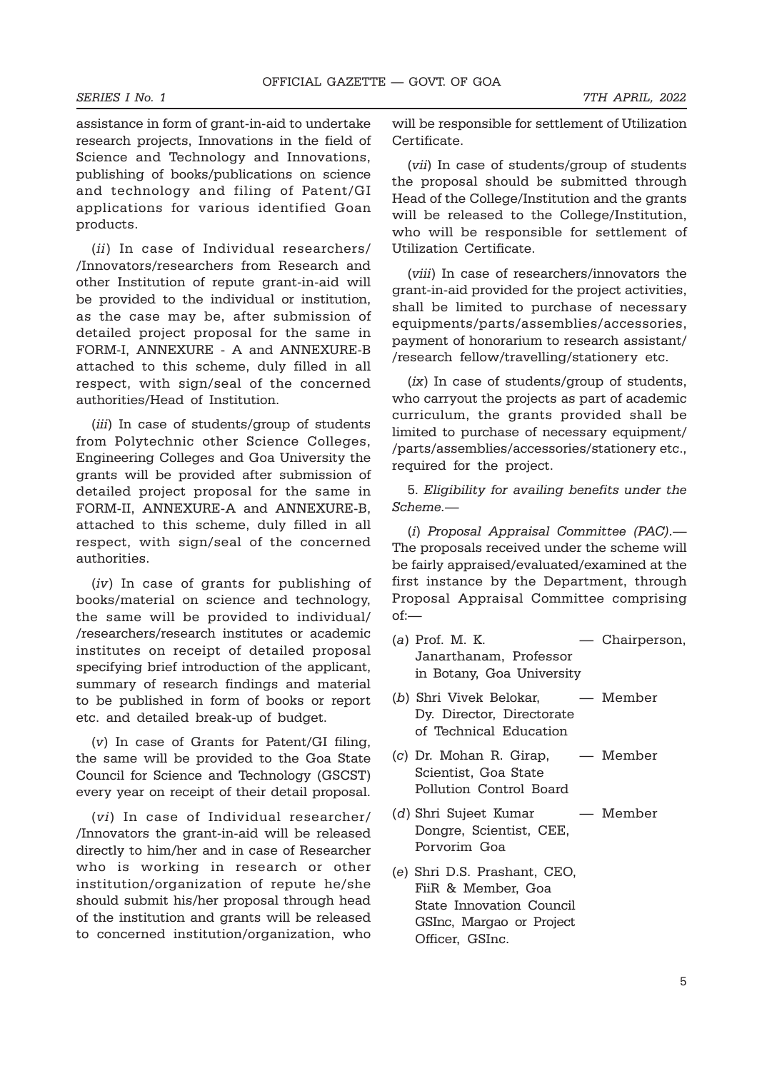assistance in form of grant-in-aid to undertake research projects, Innovations in the field of Science and Technology and Innovations, publishing of books/publications on science and technology and filing of Patent/GI applications for various identified Goan products.

(*ii*) In case of Individual researchers/ /Innovators/researchers from Research and other Institution of repute grant-in-aid will be provided to the individual or institution, as the case may be, after submission of detailed project proposal for the same in FORM-I, ANNEXURE - A and ANNEXURE-B attached to this scheme, duly filled in all respect, with sign/seal of the concerned authorities/Head of Institution.

(*iii*) In case of students/group of students from Polytechnic other Science Colleges, Engineering Colleges and Goa University the grants will be provided after submission of detailed project proposal for the same in FORM-II, ANNEXURE-A and ANNEXURE-B, attached to this scheme, duly filled in all respect, with sign/seal of the concerned authorities.

(*iv*) In case of grants for publishing of books/material on science and technology, the same will be provided to individual/ /researchers/research institutes or academic institutes on receipt of detailed proposal specifying brief introduction of the applicant, summary of research findings and material to be published in form of books or report etc. and detailed break-up of budget.

(*v*) In case of Grants for Patent/GI filing, the same will be provided to the Goa State Council for Science and Technology (GSCST) every year on receipt of their detail proposal.

(*vi*) In case of Individual researcher/ /Innovators the grant-in-aid will be released directly to him/her and in case of Researcher who is working in research or other institution/organization of repute he/she should submit his/her proposal through head of the institution and grants will be released to concerned institution/organization, who will be responsible for settlement of Utilization Certificate.

(*vii*) In case of students/group of students the proposal should be submitted through Head of the College/Institution and the grants will be released to the College/Institution, who will be responsible for settlement of Utilization Certificate.

(*viii*) In case of researchers/innovators the grant-in-aid provided for the project activities, shall be limited to purchase of necessary equipments/parts/assemblies/accessories, payment of honorarium to research assistant/ /research fellow/travelling/stationery etc.

(*ix*) In case of students/group of students, who carryout the projects as part of academic curriculum, the grants provided shall be limited to purchase of necessary equipment/ /parts/assemblies/accessories/stationery etc., required for the project.

5. *Eligibility for availing benefits under the Scheme.*—

(*i*) *Proposal Appraisal Committee (PAC).*— The proposals received under the scheme will be fairly appraised/evaluated/examined at the first instance by the Department, through Proposal Appraisal Committee comprising of:—

(*a*) Prof. M. K. Janarthanam, Professor in Botany, Goa University — Chairperson,

(*b*) Shri Vivek Belokar, Dy. Director, Directorate of Technical Education — Member

(*c*) Dr. Mohan R. Girap, Scientist, Goa State Pollution Control Board — Member

(*d*) Shri Sujeet Kumar Dongre, Scientist, CEE, Porvorim Goa — Member

(*e*) Shri D.S. Prashant, CEO, FiiR & Member, Goa State Innovation Council GSInc, Margao or Project Officer, GSInc.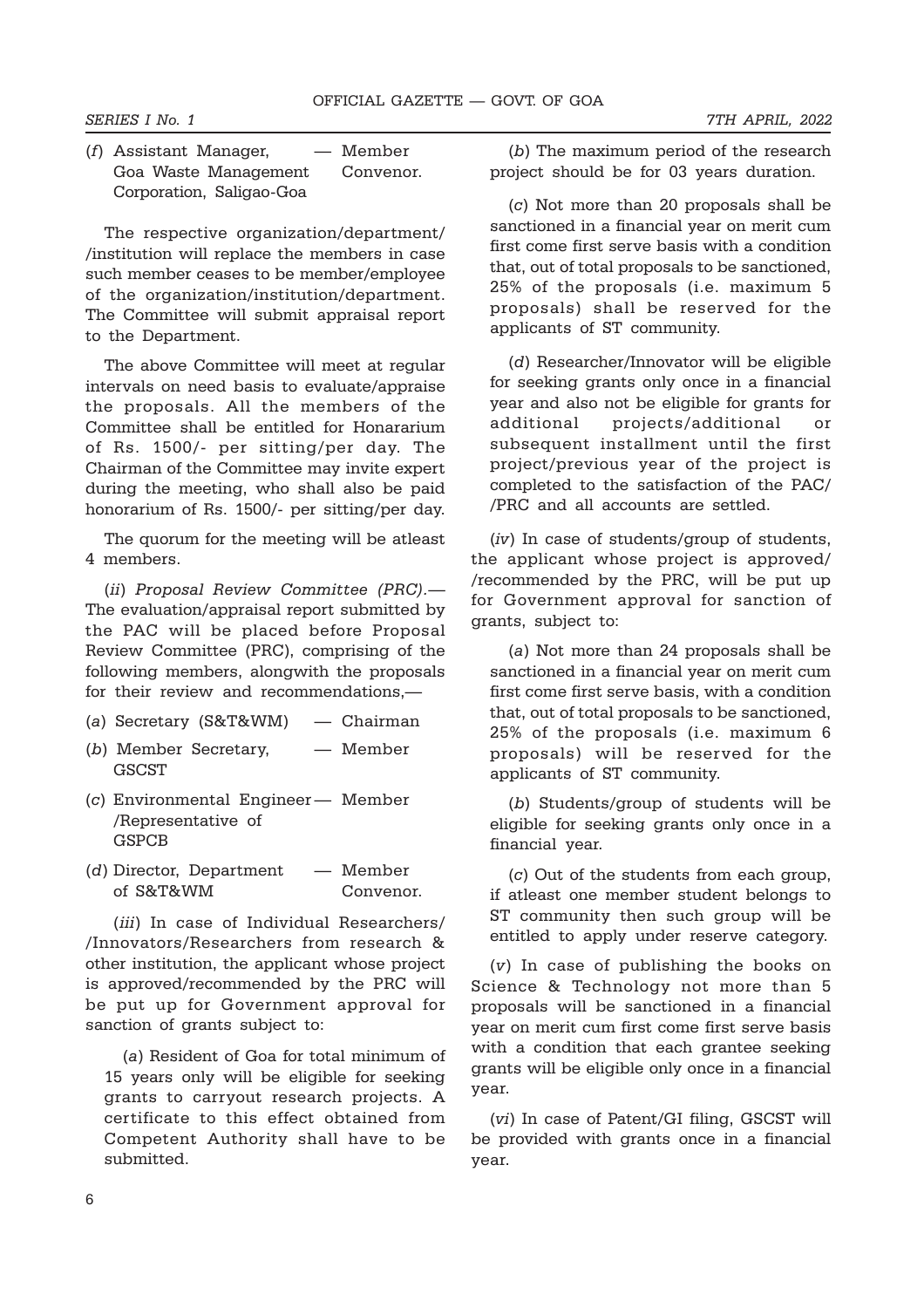(*f*) Assistant Manager, Goa Waste Management Corporation, Saligao-Goa — Member Convenor.

The respective organization/department/ /institution will replace the members in case such member ceases to be member/employee of the organization/institution/department. The Committee will submit appraisal report to the Department.

The above Committee will meet at regular intervals on need basis to evaluate/appraise the proposals. All the members of the Committee shall be entitled for Honararium of Rs. 1500/- per sitting/per day. The Chairman of the Committee may invite expert during the meeting, who shall also be paid honorarium of Rs. 1500/- per sitting/per day.

The quorum for the meeting will be atleast 4 members.

(*ii*) *Proposal Review Committee (PRC)*.— The evaluation/appraisal report submitted by the PAC will be placed before Proposal Review Committee (PRC), comprising of the following members, alongwith the proposals for their review and recommendations,—

(*a*) Secretary (S&T&WM) — Chairman

(*b*) Member Secretary, GSCST — Member

(*c*) Environmental Engineer /Representative of GSPCB — Member

(*d*) Director, Department of S&T&WM — Member Convenor.

(*iii*) In case of Individual Researchers/ /Innovators/Researchers from research & other institution, the applicant whose project is approved/recommended by the PRC will be put up for Government approval for sanction of grants subject to:

(*a*) Resident of Goa for total minimum of 15 years only will be eligible for seeking grants to carryout research projects. A certificate to this effect obtained from Competent Authority shall have to be submitted.

(*b*) The maximum period of the research project should be for 03 years duration.

(*c*) Not more than 20 proposals shall be sanctioned in a financial year on merit cum first come first serve basis with a condition that, out of total proposals to be sanctioned, 25% of the proposals (i.e. maximum 5 proposals) shall be reserved for the applicants of ST community.

(*d*) Researcher/Innovator will be eligible for seeking grants only once in a financial year and also not be eligible for grants for additional projects/additional or subsequent installment until the first project/previous year of the project is completed to the satisfaction of the PAC/ /PRC and all accounts are settled.

(*iv*) In case of students/group of students, the applicant whose project is approved/ /recommended by the PRC, will be put up for Government approval for sanction of grants, subject to:

(*a*) Not more than 24 proposals shall be sanctioned in a financial year on merit cum first come first serve basis, with a condition that, out of total proposals to be sanctioned, 25% of the proposals (i.e. maximum 6 proposals) will be reserved for the applicants of ST community.

(*b*) Students/group of students will be eligible for seeking grants only once in a financial year.

(*c*) Out of the students from each group, if atleast one member student belongs to ST community then such group will be entitled to apply under reserve category.

(*v*) In case of publishing the books on Science & Technology not more than 5 proposals will be sanctioned in a financial year on merit cum first come first serve basis with a condition that each grantee seeking grants will be eligible only once in a financial year.

(*vi*) In case of Patent/GI filing, GSCST will be provided with grants once in a financial year.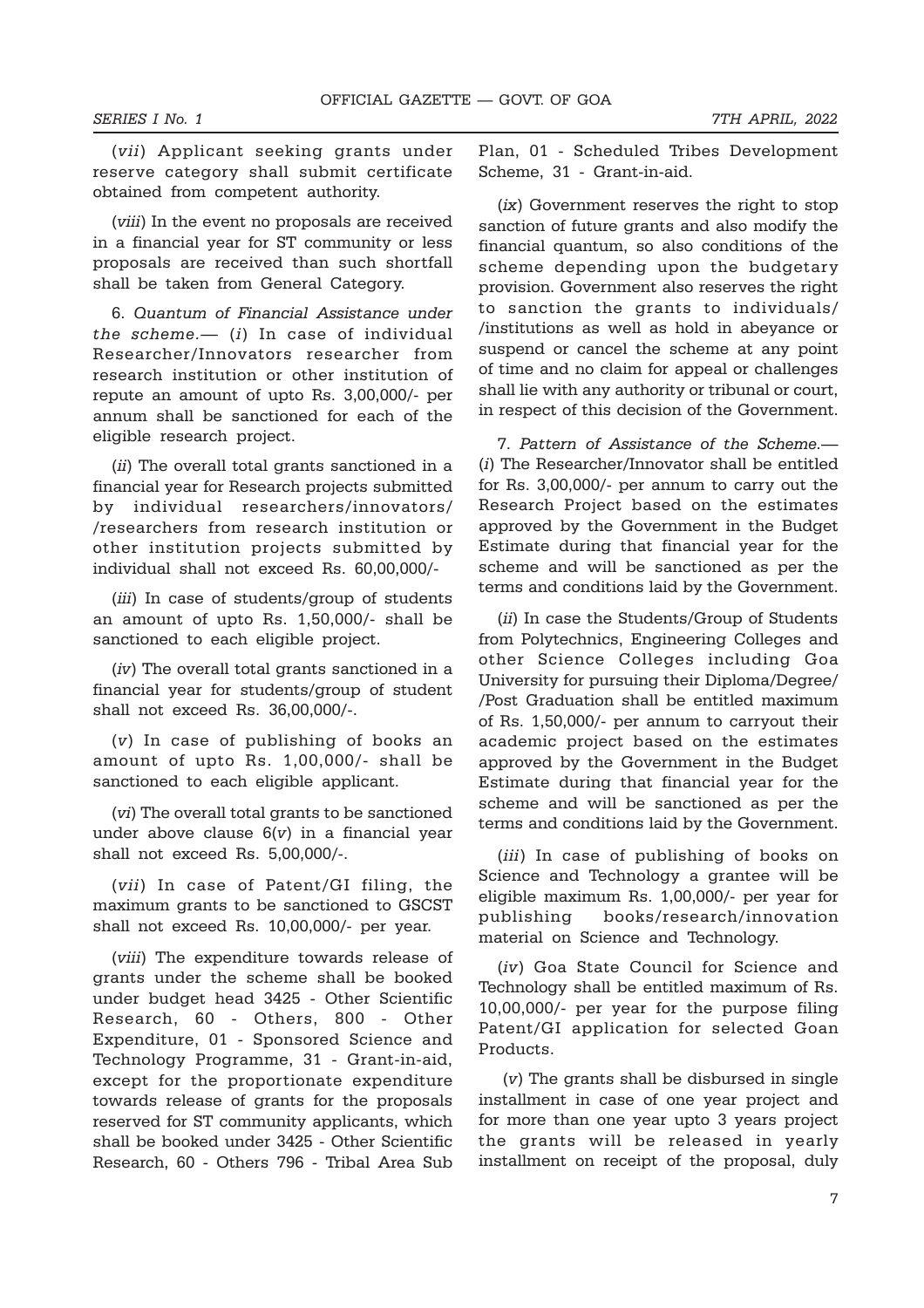(*vii*) Applicant seeking grants under reserve category shall submit certificate obtained from competent authority.

(*viii*) In the event no proposals are received in a financial year for ST community or less proposals are received than such shortfall shall be taken from General Category.

6. *Quantum of Financial Assistance under the scheme.*— (*i*) In case of individual Researcher/Innovators researcher from research institution or other institution of repute an amount of upto Rs. 3,00,000/- per annum shall be sanctioned for each of the eligible research project.

(*ii*) The overall total grants sanctioned in a financial year for Research projects submitted by individual researchers/innovators/ /researchers from research institution or other institution projects submitted by individual shall not exceed Rs. 60,00,000/-

(*iii*) In case of students/group of students an amount of upto Rs. 1,50,000/- shall be sanctioned to each eligible project.

(*iv*) The overall total grants sanctioned in a financial year for students/group of student shall not exceed Rs. 36,00,000/-.

(*v*) In case of publishing of books an amount of upto Rs. 1,00,000/- shall be sanctioned to each eligible applicant.

(*vi*) The overall total grants to be sanctioned under above clause 6(*v*) in a financial year shall not exceed Rs. 5,00,000/-.

(*vii*) In case of Patent/GI filing, the maximum grants to be sanctioned to GSCST shall not exceed Rs. 10,00,000/- per year.

(*viii*) The expenditure towards release of grants under the scheme shall be booked under budget head 3425 - Other Scientific Research, 60 - Others, 800 - Other Expenditure, 01 - Sponsored Science and Technology Programme, 31 - Grant-in-aid, except for the proportionate expenditure towards release of grants for the proposals reserved for ST community applicants, which shall be booked under 3425 - Other Scientific Research, 60 - Others 796 - Tribal Area Sub Plan, 01 - Scheduled Tribes Development Scheme, 31 - Grant-in-aid.

(*ix*) Government reserves the right to stop sanction of future grants and also modify the financial quantum, so also conditions of the scheme depending upon the budgetary provision. Government also reserves the right to sanction the grants to individuals/ /institutions as well as hold in abeyance or suspend or cancel the scheme at any point of time and no claim for appeal or challenges shall lie with any authority or tribunal or court, in respect of this decision of the Government.

7. *Pattern of Assistance of the Scheme.*— (*i*) The Researcher/Innovator shall be entitled for Rs. 3,00,000/- per annum to carry out the Research Project based on the estimates approved by the Government in the Budget Estimate during that financial year for the scheme and will be sanctioned as per the terms and conditions laid by the Government.

(*ii*) In case the Students/Group of Students from Polytechnics, Engineering Colleges and other Science Colleges including Goa University for pursuing their Diploma/Degree/ /Post Graduation shall be entitled maximum of Rs. 1,50,000/- per annum to carryout their academic project based on the estimates approved by the Government in the Budget Estimate during that financial year for the scheme and will be sanctioned as per the terms and conditions laid by the Government.

(*iii*) In case of publishing of books on Science and Technology a grantee will be eligible maximum Rs. 1,00,000/- per year for publishing books/research/innovation material on Science and Technology.

(*iv*) Goa State Council for Science and Technology shall be entitled maximum of Rs. 10,00,000/- per year for the purpose filing Patent/GI application for selected Goan Products.

(*v*) The grants shall be disbursed in single installment in case of one year project and for more than one year upto 3 years project the grants will be released in yearly installment on receipt of the proposal, duly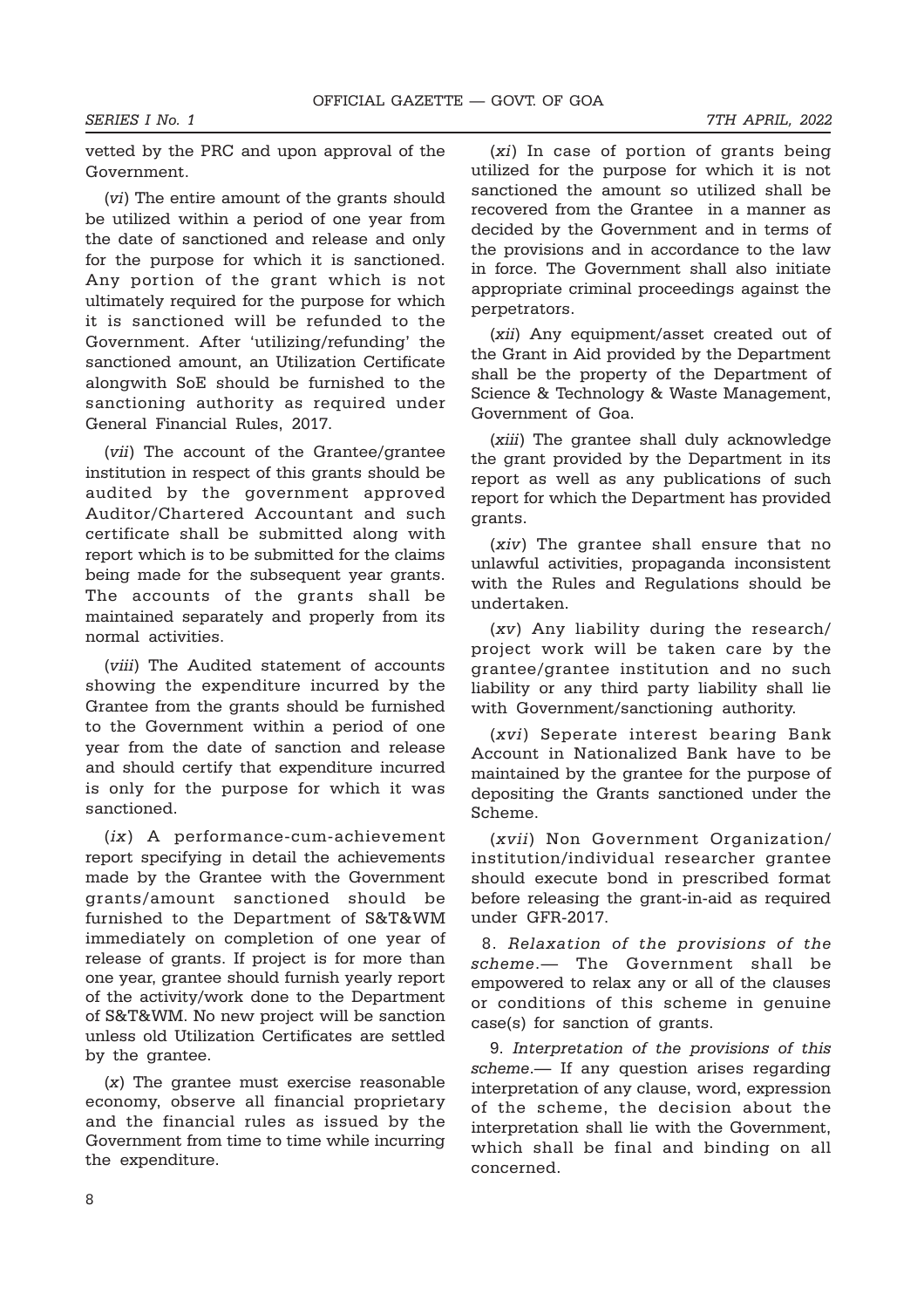vetted by the PRC and upon approval of the Government.

(*vi*) The entire amount of the grants should be utilized within a period of one year from the date of sanctioned and release and only for the purpose for which it is sanctioned. Any portion of the grant which is not ultimately required for the purpose for which it is sanctioned will be refunded to the Government. After 'utilizing/refunding' the sanctioned amount, an Utilization Certificate alongwith SoE should be furnished to the sanctioning authority as required under General Financial Rules, 2017.

(*vii*) The account of the Grantee/grantee institution in respect of this grants should be audited by the government approved Auditor/Chartered Accountant and such certificate shall be submitted along with report which is to be submitted for the claims being made for the subsequent year grants. The accounts of the grants shall be maintained separately and properly from its normal activities.

(*viii*) The Audited statement of accounts showing the expenditure incurred by the Grantee from the grants should be furnished to the Government within a period of one year from the date of sanction and release and should certify that expenditure incurred is only for the purpose for which it was sanctioned.

(*ix*) A performance-cum-achievement report specifying in detail the achievements made by the Grantee with the Government grants/amount sanctioned should be furnished to the Department of S&T&WM immediately on completion of one year of release of grants. If project is for more than one year, grantee should furnish yearly report of the activity/work done to the Department of S&T&WM. No new project will be sanction unless old Utilization Certificates are settled by the grantee.

(*x*) The grantee must exercise reasonable economy, observe all financial proprietary and the financial rules as issued by the Government from time to time while incurring the expenditure.

(*xi*) In case of portion of grants being utilized for the purpose for which it is not sanctioned the amount so utilized shall be recovered from the Grantee in a manner as decided by the Government and in terms of the provisions and in accordance to the law in force. The Government shall also initiate appropriate criminal proceedings against the perpetrators.

(*xii*) Any equipment/asset created out of the Grant in Aid provided by the Department shall be the property of the Department of Science & Technology & Waste Management, Government of Goa.

(*xiii*) The grantee shall duly acknowledge the grant provided by the Department in its report as well as any publications of such report for which the Department has provided grants.

(*xiv*) The grantee shall ensure that no unlawful activities, propaganda inconsistent with the Rules and Regulations should be undertaken.

(*xv*) Any liability during the research/ project work will be taken care by the grantee/grantee institution and no such liability or any third party liability shall lie with Government/sanctioning authority.

(*xvi*) Seperate interest bearing Bank Account in Nationalized Bank have to be maintained by the grantee for the purpose of depositing the Grants sanctioned under the Scheme.

(*xvii*) Non Government Organization/ institution/individual researcher grantee should execute bond in prescribed format before releasing the grant-in-aid as required under GFR-2017.

8. *Relaxation of the provisions of the scheme*.— The Government shall be empowered to relax any or all of the clauses or conditions of this scheme in genuine case(s) for sanction of grants.

9. *Interpretation of the provisions of this scheme*.— If any question arises regarding interpretation of any clause, word, expression of the scheme, the decision about the interpretation shall lie with the Government, which shall be final and binding on all concerned.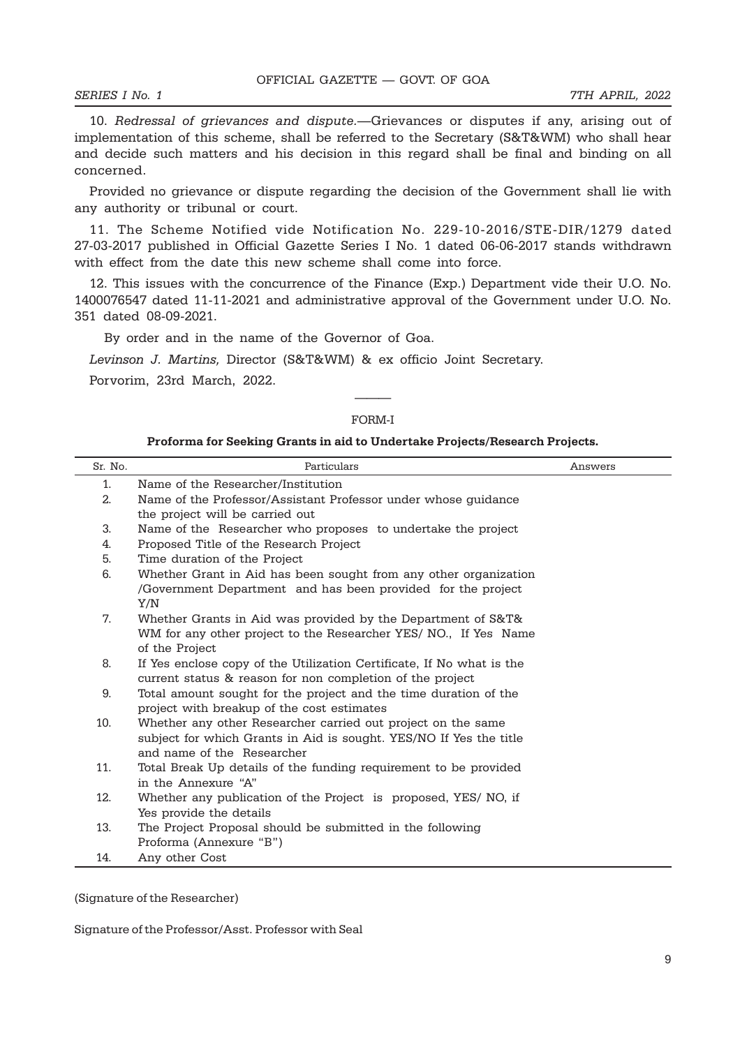10. *Redressal of grievances and dispute.*—Grievances or disputes if any, arising out of implementation of this scheme, shall be referred to the Secretary (S&T&WM) who shall hear and decide such matters and his decision in this regard shall be final and binding on all concerned.

Provided no grievance or dispute regarding the decision of the Government shall lie with any authority or tribunal or court.

11. The Scheme Notified vide Notification No. 229-10-2016/STE-DIR/1279 dated 27-03-2017 published in Official Gazette Series I No. 1 dated 06-06-2017 stands withdrawn with effect from the date this new scheme shall come into force.

12. This issues with the concurrence of the Finance (Exp.) Department vide their U.O. No. 1400076547 dated 11-11-2021 and administrative approval of the Government under U.O. No. 351 dated 08-09-2021.

By order and in the name of the Governor of Goa.

*Levinson J. Martins,* Director (S&T&WM) & ex officio Joint Secretary.

Porvorim, 23rd March, 2022.

———

FORM-I

**Proforma for Seeking Grants in aid to Undertake Projects/Research Projects.**

| Sr. No. | Particulars | Answers |
|---|---|---|
| 1. | Name of the Researcher/Institution | |
| 2. | Name of the Professor/Assistant Professor under whose guidance the project will be carried out | |
| 3. | Name of the Researcher who proposes to undertake the project | |
| 4. | Proposed Title of the Research Project | |
| 5. | Time duration of the Project | |
| 6. | Whether Grant in Aid has been sought from any other organization /Government Department and has been provided for the project Y/N | |
| 7. | Whether Grants in Aid was provided by the Department of S&T& WM for any other project to the Researcher YES/ NO., If Yes Name of the Project | |
| 8. | If Yes enclose copy of the Utilization Certificate, If No what is the current status & reason for non completion of the project | |
| 9. | Total amount sought for the project and the time duration of the project with breakup of the cost estimates | |
| 10. | Whether any other Researcher carried out project on the same subject for which Grants in Aid is sought. YES/NO If Yes the title and name of the Researcher | |
| 11. | Total Break Up details of the funding requirement to be provided in the Annexure "A" | |
| 12. | Whether any publication of the Project is proposed, YES/ NO, if Yes provide the details | |
| 13. | The Project Proposal should be submitted in the following Proforma (Annexure "B") | |
| 14. | Any other Cost | |

(Signature of the Researcher)

Signature of the Professor/Asst. Professor with Seal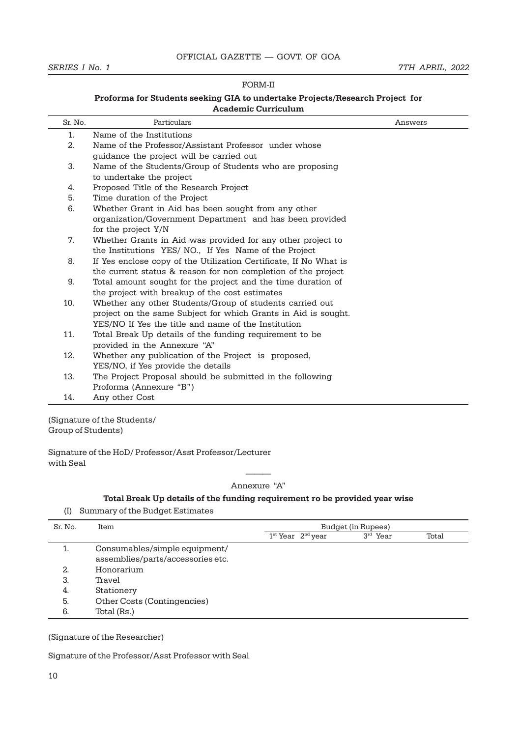FORM-II

**Proforma for Students seeking GIA to undertake Projects/Research Project for Academic Curriculum**

| Sr. No. | Particulars | Answers |
|---|---|---|
| 1. | Name of the Institutions | |
| 2. | Name of the Professor/Assistant Professor under whose guidance the project will be carried out | |
| 3. | Name of the Students/Group of Students who are proposing to undertake the project | |
| 4. | Proposed Title of the Research Project | |
| 5. | Time duration of the Project | |
| 6. | Whether Grant in Aid has been sought from any other organization/Government Department and has been provided for the project Y/N | |
| 7. | Whether Grants in Aid was provided for any other project to the Institutions YES/ NO., If Yes Name of the Project | |
| 8. | If Yes enclose copy of the Utilization Certificate, If No What is the current status & reason for non completion of the project | |
| 9. | Total amount sought for the project and the time duration of the project with breakup of the cost estimates | |
| 10. | Whether any other Students/Group of students carried out project on the same Subject for which Grants in Aid is sought. YES/NO If Yes the title and name of the Institution | |
| 11. | Total Break Up details of the funding requirement to be provided in the Annexure "A" | |
| 12. | Whether any publication of the Project is proposed, YES/NO, if Yes provide the details | |
| 13. | The Project Proposal should be submitted in the following Proforma (Annexure "B") | |
| 14. | Any other Cost | |

(Signature of the Students/
Group of Students)

Signature of the HoD/ Professor/Asst Professor/Lecturer
with Seal

———

Annexure "A"

**Total Break Up details of the funding requirement ro be provided year wise**

(I) Summary of the Budget Estimates

| Sr. No. | Item | Budget (in Rupees) | | | |
|---|---|---|---|---|---|
| | | 1st Year | 2nd year | 3rd Year | Total |
| 1. | Consumables/simple equipment/ assemblies/parts/accessories etc. | | | | |
| 2. | Honorarium | | | | |
| 3. | Travel | | | | |
| 4. | Stationery | | | | |
| 5. | Other Costs (Contingencies) | | | | |
| 6. | Total (Rs.) | | | | |

(Signature of the Researcher)

Signature of the Professor/Asst Professor with Seal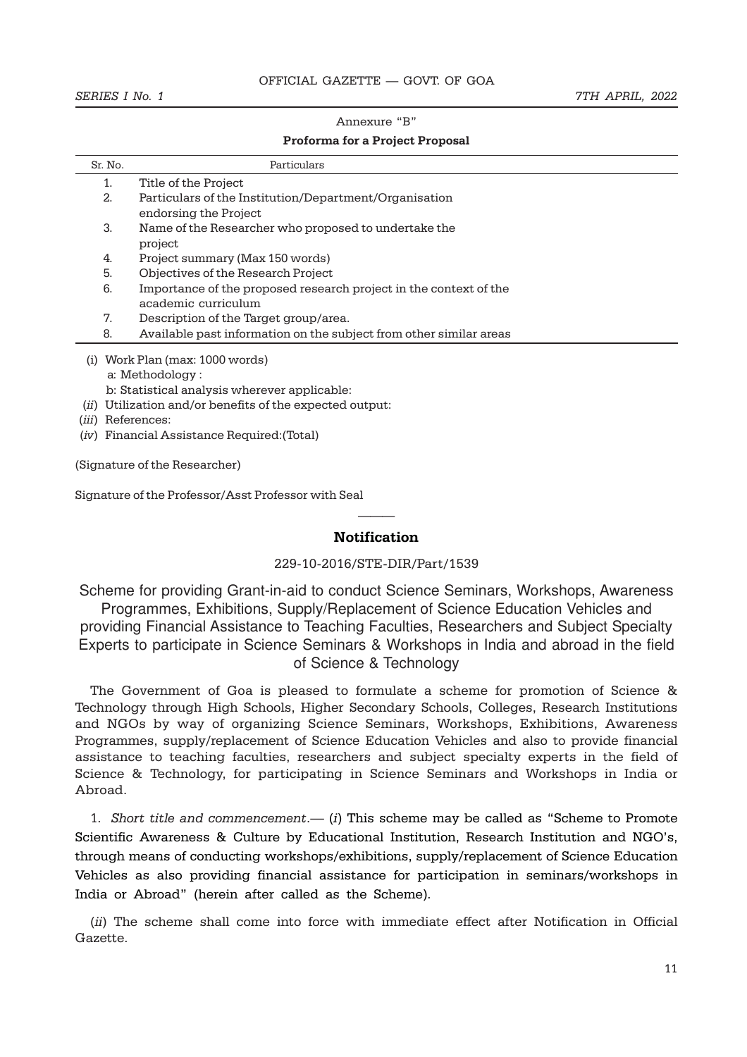Annexure "B"

**Proforma for a Project Proposal**

| Sr. No. | Particulars |
|---|---|
| 1. | Title of the Project |
| 2. | Particulars of the Institution/Department/Organisation endorsing the Project |
| 3. | Name of the Researcher who proposed to undertake the project |
| 4. | Project summary (Max 150 words) |
| 5. | Objectives of the Research Project |
| 6. | Importance of the proposed research project in the context of the academic curriculum |
| 7. | Description of the Target group/area. |
| 8. | Available past information on the subject from other similar areas |

(i) Work Plan (max: 1000 words)

a: Methodology :

b: Statistical analysis wherever applicable:

(*ii*) Utilization and/or benefits of the expected output:

(*iii*) References:

(*iv*) Financial Assistance Required:(Total)

(Signature of the Researcher)

Signature of the Professor/Asst Professor with Seal

---

## Notification

229-10-2016/STE-DIR/Part/1539

Scheme for providing Grant-in-aid to conduct Science Seminars, Workshops, Awareness Programmes, Exhibitions, Supply/Replacement of Science Education Vehicles and providing Financial Assistance to Teaching Faculties, Researchers and Subject Specialty Experts to participate in Science Seminars & Workshops in India and abroad in the field of Science & Technology

The Government of Goa is pleased to formulate a scheme for promotion of Science & Technology through High Schools, Higher Secondary Schools, Colleges, Research Institutions and NGOs by way of organizing Science Seminars, Workshops, Exhibitions, Awareness Programmes, supply/replacement of Science Education Vehicles and also to provide financial assistance to teaching faculties, researchers and subject specialty experts in the field of Science & Technology, for participating in Science Seminars and Workshops in India or Abroad.

1. *Short title and commencement.*— (*i*) This scheme may be called as "Scheme to Promote Scientific Awareness & Culture by Educational Institution, Research Institution and NGO's, through means of conducting workshops/exhibitions, supply/replacement of Science Education Vehicles as also providing financial assistance for participation in seminars/workshops in India or Abroad" (herein after called as the Scheme).

(*ii*) The scheme shall come into force with immediate effect after Notification in Official Gazette.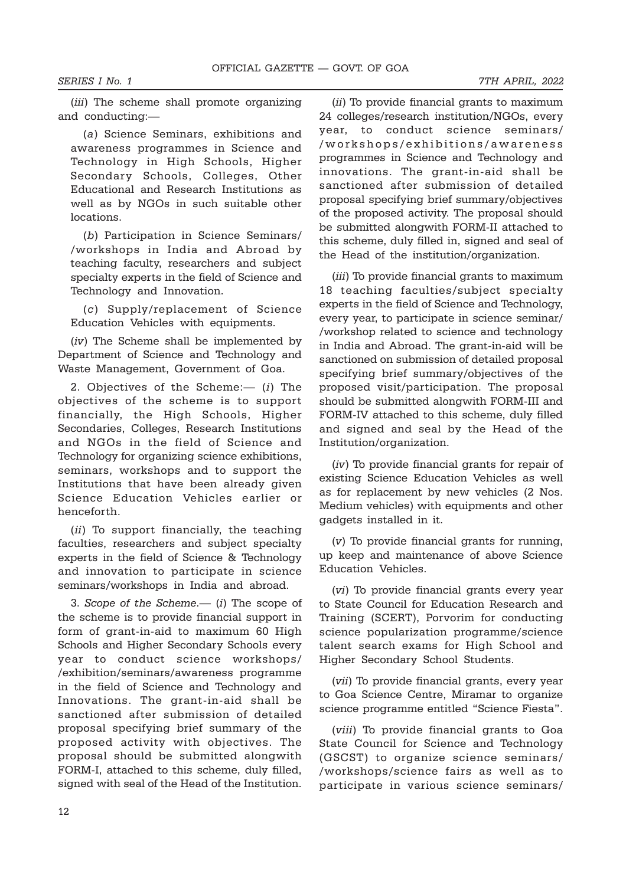(*iii*) The scheme shall promote organizing and conducting:—

(*a*) Science Seminars, exhibitions and awareness programmes in Science and Technology in High Schools, Higher Secondary Schools, Colleges, Other Educational and Research Institutions as well as by NGOs in such suitable other locations.

(*b*) Participation in Science Seminars/ /workshops in India and Abroad by teaching faculty, researchers and subject specialty experts in the field of Science and Technology and Innovation.

(*c*) Supply/replacement of Science Education Vehicles with equipments.

(*iv*) The Scheme shall be implemented by Department of Science and Technology and Waste Management, Government of Goa.

2. Objectives of the Scheme:— (*i*) The objectives of the scheme is to support financially, the High Schools, Higher Secondaries, Colleges, Research Institutions and NGOs in the field of Science and Technology for organizing science exhibitions, seminars, workshops and to support the Institutions that have been already given Science Education Vehicles earlier or henceforth.

(*ii*) To support financially, the teaching faculties, researchers and subject specialty experts in the field of Science & Technology and innovation to participate in science seminars/workshops in India and abroad.

3. *Scope of the Scheme*.— (*i*) The scope of the scheme is to provide financial support in form of grant-in-aid to maximum 60 High Schools and Higher Secondary Schools every year to conduct science workshops/ /exhibition/seminars/awareness programme in the field of Science and Technology and Innovations. The grant-in-aid shall be sanctioned after submission of detailed proposal specifying brief summary of the proposed activity with objectives. The proposal should be submitted alongwith FORM-I, attached to this scheme, duly filled, signed with seal of the Head of the Institution.

(*ii*) To provide financial grants to maximum 24 colleges/research institution/NGOs, every year, to conduct science seminars/ /workshops/exhibitions/awareness programmes in Science and Technology and innovations. The grant-in-aid shall be sanctioned after submission of detailed proposal specifying brief summary/objectives of the proposed activity. The proposal should be submitted alongwith FORM-II attached to this scheme, duly filled in, signed and seal of the Head of the institution/organization.

(*iii*) To provide financial grants to maximum 18 teaching faculties/subject specialty experts in the field of Science and Technology, every year, to participate in science seminar/ /workshop related to science and technology in India and Abroad. The grant-in-aid will be sanctioned on submission of detailed proposal specifying brief summary/objectives of the proposed visit/participation. The proposal should be submitted alongwith FORM-III and FORM-IV attached to this scheme, duly filled and signed and seal by the Head of the Institution/organization.

(*iv*) To provide financial grants for repair of existing Science Education Vehicles as well as for replacement by new vehicles (2 Nos. Medium vehicles) with equipments and other gadgets installed in it.

(*v*) To provide financial grants for running, up keep and maintenance of above Science Education Vehicles.

(*vi*) To provide financial grants every year to State Council for Education Research and Training (SCERT), Porvorim for conducting science popularization programme/science talent search exams for High School and Higher Secondary School Students.

(*vii*) To provide financial grants, every year to Goa Science Centre, Miramar to organize science programme entitled "Science Fiesta".

(*viii*) To provide financial grants to Goa State Council for Science and Technology (GSCST) to organize science seminars/ /workshops/science fairs as well as to participate in various science seminars/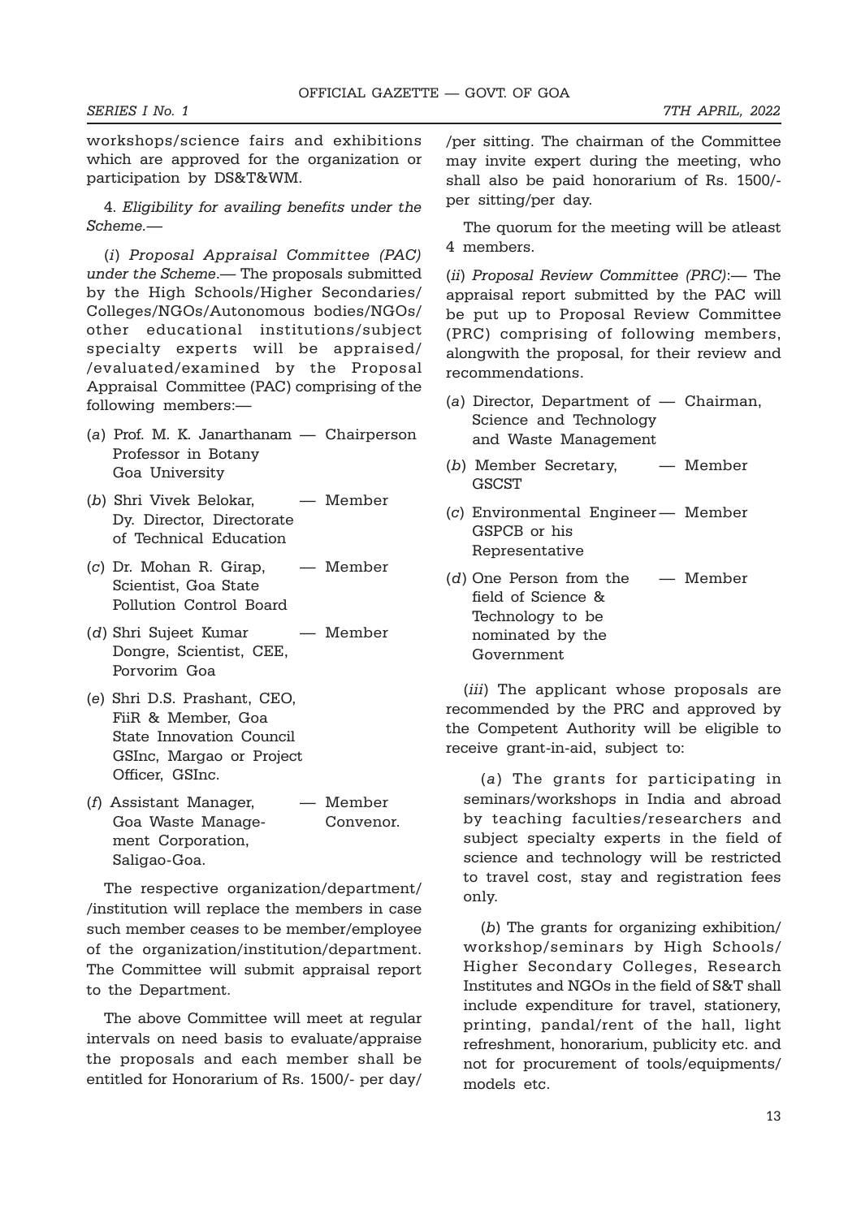workshops/science fairs and exhibitions which are approved for the organization or participation by DS&T&WM.

4. *Eligibility for availing benefits under the Scheme.*—

(*i*) *Proposal Appraisal Committee (PAC) under the Scheme*.— The proposals submitted by the High Schools/Higher Secondaries/ Colleges/NGOs/Autonomous bodies/NGOs/ other educational institutions/subject specialty experts will be appraised/ /evaluated/examined by the Proposal Appraisal Committee (PAC) comprising of the following members:—

(*a*) Prof. M. K. Janarthanam, Professor in Botany, Goa University — Chairperson

(*b*) Shri Vivek Belokar, Dy. Director, Directorate of Technical Education — Member

(*c*) Dr. Mohan R. Girap, Scientist, Goa State Pollution Control Board — Member

(*d*) Shri Sujeet Kumar Dongre, Scientist, CEE, Porvorim Goa — Member

(*e*) Shri D.S. Prashant, CEO, FiiR & Member, Goa State Innovation Council GSInc, Margao or Project Officer, GSInc.

(*f*) Assistant Manager, Goa Waste Management Corporation, Saligao-Goa. — Member Convenor.

The respective organization/department/ /institution will replace the members in case such member ceases to be member/employee of the organization/institution/department. The Committee will submit appraisal report to the Department.

The above Committee will meet at regular intervals on need basis to evaluate/appraise the proposals and each member shall be entitled for Honorarium of Rs. 1500/- per day/ /per sitting. The chairman of the Committee may invite expert during the meeting, who shall also be paid honorarium of Rs. 1500/- per sitting/per day.

The quorum for the meeting will be atleast 4 members.

(*ii*) *Proposal Review Committee (PRC)*:— The appraisal report submitted by the PAC will be put up to Proposal Review Committee (PRC) comprising of following members, alongwith the proposal, for their review and recommendations.

(*a*) Director, Department of Science and Technology and Waste Management — Chairman,

(*b*) Member Secretary, GSCST — Member

(*c*) Environmental Engineer GSPCB or his Representative — Member

(*d*) One Person from the field of Science & Technology to be nominated by the Government — Member

(*iii*) The applicant whose proposals are recommended by the PRC and approved by the Competent Authority will be eligible to receive grant-in-aid, subject to:

(*a*) The grants for participating in seminars/workshops in India and abroad by teaching faculties/researchers and subject specialty experts in the field of science and technology will be restricted to travel cost, stay and registration fees only.

(*b*) The grants for organizing exhibition/ workshop/seminars by High Schools/ Higher Secondary Colleges, Research Institutes and NGOs in the field of S&T shall include expenditure for travel, stationery, printing, pandal/rent of the hall, light refreshment, honorarium, publicity etc. and not for procurement of tools/equipments/ models etc.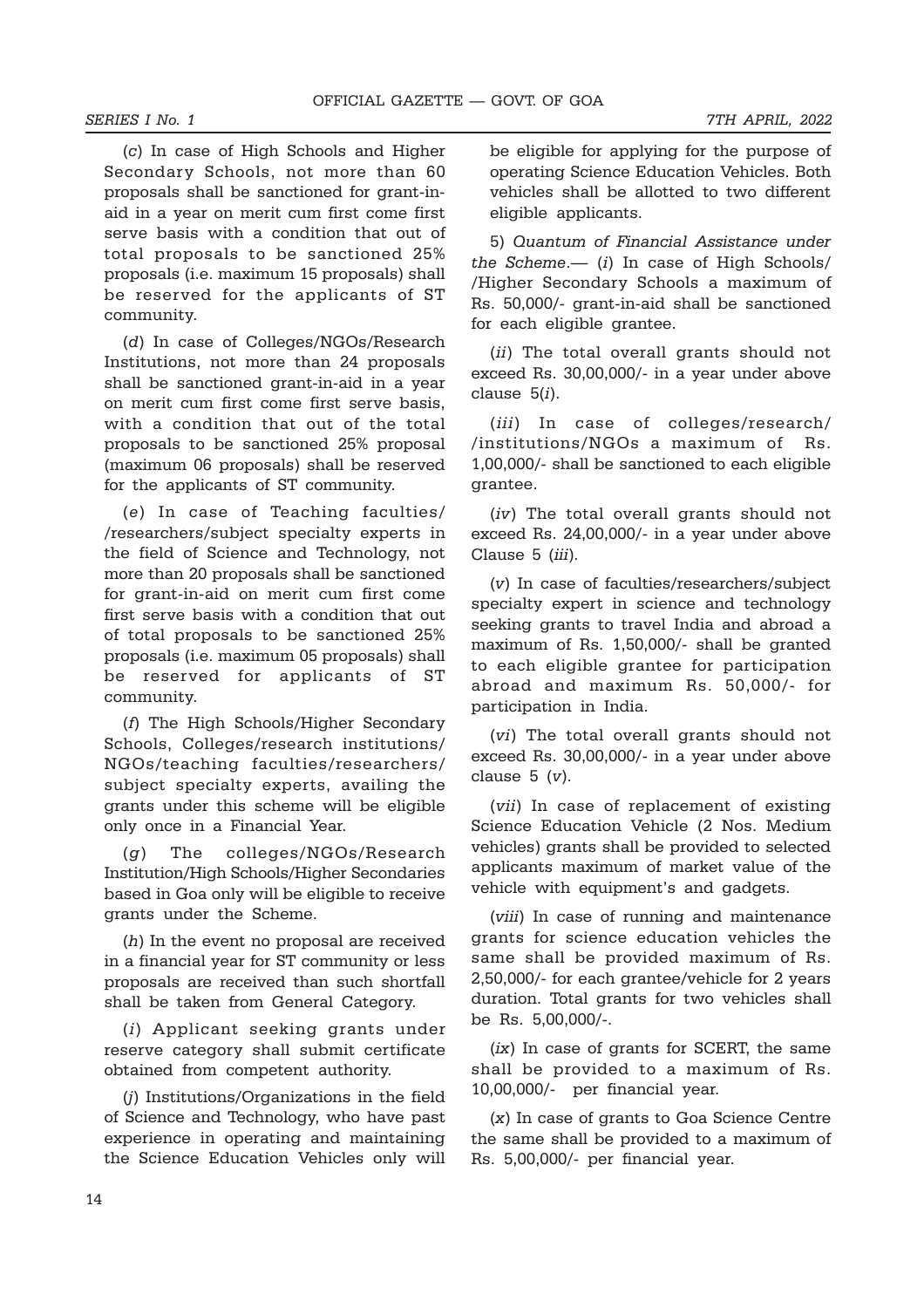(*c*) In case of High Schools and Higher Secondary Schools, not more than 60 proposals shall be sanctioned for grant-in-aid in a year on merit cum first come first serve basis with a condition that out of total proposals to be sanctioned 25% proposals (i.e. maximum 15 proposals) shall be reserved for the applicants of ST community.

(*d*) In case of Colleges/NGOs/Research Institutions, not more than 24 proposals shall be sanctioned grant-in-aid in a year on merit cum first come first serve basis, with a condition that out of the total proposals to be sanctioned 25% proposal (maximum 06 proposals) shall be reserved for the applicants of ST community.

(*e*) In case of Teaching faculties/ /researchers/subject specialty experts in the field of Science and Technology, not more than 20 proposals shall be sanctioned for grant-in-aid on merit cum first come first serve basis with a condition that out of total proposals to be sanctioned 25% proposals (i.e. maximum 05 proposals) shall be reserved for applicants of ST community.

(*f*) The High Schools/Higher Secondary Schools, Colleges/research institutions/ NGOs/teaching faculties/researchers/ subject specialty experts, availing the grants under this scheme will be eligible only once in a Financial Year.

(*g*) The colleges/NGOs/Research Institution/High Schools/Higher Secondaries based in Goa only will be eligible to receive grants under the Scheme.

(*h*) In the event no proposal are received in a financial year for ST community or less proposals are received than such shortfall shall be taken from General Category.

(*i*) Applicant seeking grants under reserve category shall submit certificate obtained from competent authority.

(*j*) Institutions/Organizations in the field of Science and Technology, who have past experience in operating and maintaining the Science Education Vehicles only will be eligible for applying for the purpose of operating Science Education Vehicles. Both vehicles shall be allotted to two different eligible applicants.

5) *Quantum of Financial Assistance under the Scheme*.— (*i*) In case of High Schools/ /Higher Secondary Schools a maximum of Rs. 50,000/- grant-in-aid shall be sanctioned for each eligible grantee.

(*ii*) The total overall grants should not exceed Rs. 30,00,000/- in a year under above clause 5(*i*).

(*iii*) In case of colleges/research/ /institutions/NGOs a maximum of Rs. 1,00,000/- shall be sanctioned to each eligible grantee.

(*iv*) The total overall grants should not exceed Rs. 24,00,000/- in a year under above Clause 5 (*iii*).

(*v*) In case of faculties/researchers/subject specialty expert in science and technology seeking grants to travel India and abroad a maximum of Rs. 1,50,000/- shall be granted to each eligible grantee for participation abroad and maximum Rs. 50,000/- for participation in India.

(*vi*) The total overall grants should not exceed Rs. 30,00,000/- in a year under above clause 5 (*v*).

(*vii*) In case of replacement of existing Science Education Vehicle (2 Nos. Medium vehicles) grants shall be provided to selected applicants maximum of market value of the vehicle with equipment's and gadgets.

(*viii*) In case of running and maintenance grants for science education vehicles the same shall be provided maximum of Rs. 2,50,000/- for each grantee/vehicle for 2 years duration. Total grants for two vehicles shall be Rs. 5,00,000/-.

(*ix*) In case of grants for SCERT, the same shall be provided to a maximum of Rs. 10,00,000/- per financial year.

(*x*) In case of grants to Goa Science Centre the same shall be provided to a maximum of Rs. 5,00,000/- per financial year.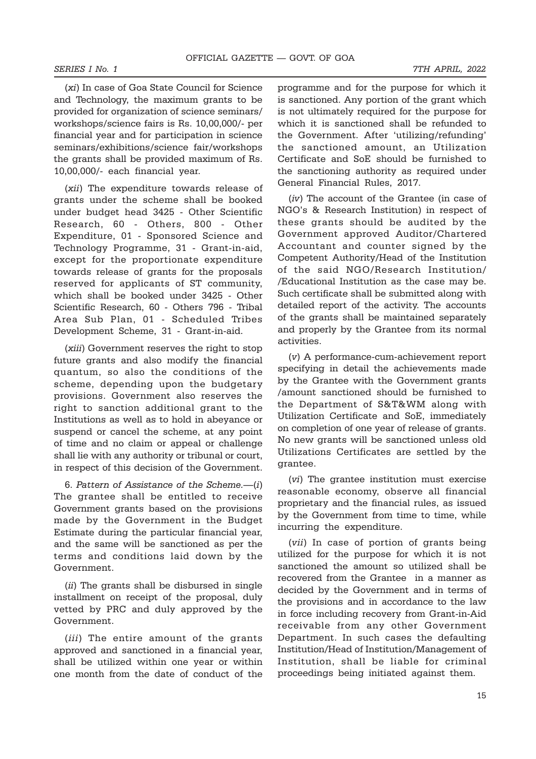(*xi*) In case of Goa State Council for Science and Technology, the maximum grants to be provided for organization of science seminars/ workshops/science fairs is Rs. 10,00,000/- per financial year and for participation in science seminars/exhibitions/science fair/workshops the grants shall be provided maximum of Rs. 10,00,000/- each financial year.

(*xii*) The expenditure towards release of grants under the scheme shall be booked under budget head 3425 - Other Scientific Research, 60 - Others, 800 - Other Expenditure, 01 - Sponsored Science and Technology Programme, 31 - Grant-in-aid, except for the proportionate expenditure towards release of grants for the proposals reserved for applicants of ST community, which shall be booked under 3425 - Other Scientific Research, 60 - Others 796 - Tribal Area Sub Plan, 01 - Scheduled Tribes Development Scheme, 31 - Grant-in-aid.

(*xiii*) Government reserves the right to stop future grants and also modify the financial quantum, so also the conditions of the scheme, depending upon the budgetary provisions. Government also reserves the right to sanction additional grant to the Institutions as well as to hold in abeyance or suspend or cancel the scheme, at any point of time and no claim or appeal or challenge shall lie with any authority or tribunal or court, in respect of this decision of the Government.

6. *Pattern of Assistance of the Scheme.*—(*i*) The grantee shall be entitled to receive Government grants based on the provisions made by the Government in the Budget Estimate during the particular financial year, and the same will be sanctioned as per the terms and conditions laid down by the Government.

(*ii*) The grants shall be disbursed in single installment on receipt of the proposal, duly vetted by PRC and duly approved by the Government.

(*iii*) The entire amount of the grants approved and sanctioned in a financial year, shall be utilized within one year or within one month from the date of conduct of the programme and for the purpose for which it is sanctioned. Any portion of the grant which is not ultimately required for the purpose for which it is sanctioned shall be refunded to the Government. After 'utilizing/refunding' the sanctioned amount, an Utilization Certificate and SoE should be furnished to the sanctioning authority as required under General Financial Rules, 2017.

(*iv*) The account of the Grantee (in case of NGO's & Research Institution) in respect of these grants should be audited by the Government approved Auditor/Chartered Accountant and counter signed by the Competent Authority/Head of the Institution of the said NGO/Research Institution/ /Educational Institution as the case may be. Such certificate shall be submitted along with detailed report of the activity. The accounts of the grants shall be maintained separately and properly by the Grantee from its normal activities.

(*v*) A performance-cum-achievement report specifying in detail the achievements made by the Grantee with the Government grants /amount sanctioned should be furnished to the Department of S&T&WM along with Utilization Certificate and SoE, immediately on completion of one year of release of grants. No new grants will be sanctioned unless old Utilizations Certificates are settled by the grantee.

(*vi*) The grantee institution must exercise reasonable economy, observe all financial proprietary and the financial rules, as issued by the Government from time to time, while incurring the expenditure.

(*vii*) In case of portion of grants being utilized for the purpose for which it is not sanctioned the amount so utilized shall be recovered from the Grantee in a manner as decided by the Government and in terms of the provisions and in accordance to the law in force including recovery from Grant-in-Aid receivable from any other Government Department. In such cases the defaulting Institution/Head of Institution/Management of Institution, shall be liable for criminal proceedings being initiated against them.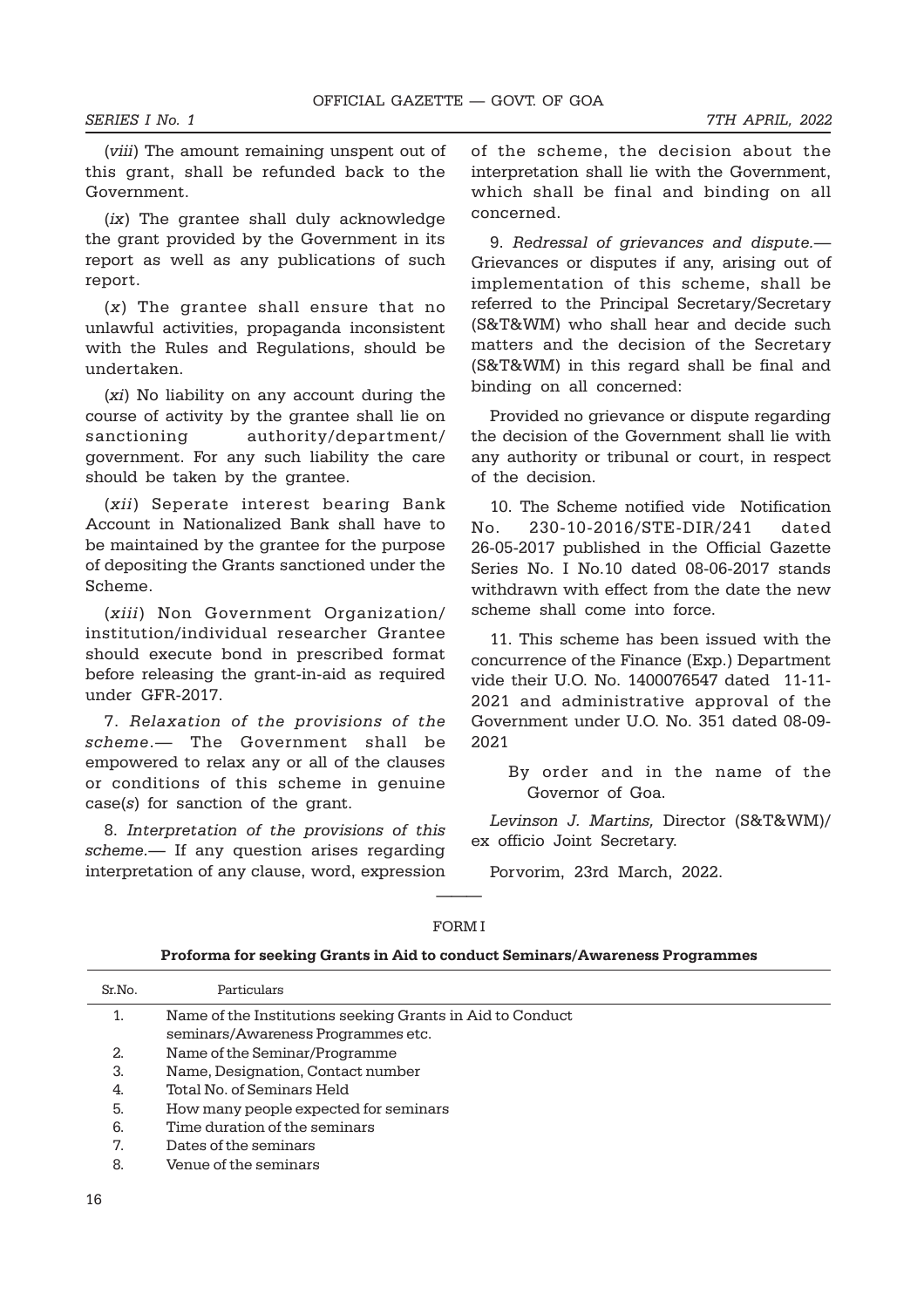(*viii*) The amount remaining unspent out of this grant, shall be refunded back to the Government.

(*ix*) The grantee shall duly acknowledge the grant provided by the Government in its report as well as any publications of such report.

(*x*) The grantee shall ensure that no unlawful activities, propaganda inconsistent with the Rules and Regulations, should be undertaken.

(*xi*) No liability on any account during the course of activity by the grantee shall lie on sanctioning authority/department/ government. For any such liability the care should be taken by the grantee.

(*xii*) Seperate interest bearing Bank Account in Nationalized Bank shall have to be maintained by the grantee for the purpose of depositing the Grants sanctioned under the Scheme.

(*xiii*) Non Government Organization/ institution/individual researcher Grantee should execute bond in prescribed format before releasing the grant-in-aid as required under GFR-2017.

7. *Relaxation of the provisions of the scheme*.— The Government shall be empowered to relax any or all of the clauses or conditions of this scheme in genuine case(*s*) for sanction of the grant.

8. *Interpretation of the provisions of this scheme.*— If any question arises regarding interpretation of any clause, word, expression of the scheme, the decision about the interpretation shall lie with the Government, which shall be final and binding on all concerned.

9. *Redressal of grievances and dispute.*— Grievances or disputes if any, arising out of implementation of this scheme, shall be referred to the Principal Secretary/Secretary (S&T&WM) who shall hear and decide such matters and the decision of the Secretary (S&T&WM) in this regard shall be final and binding on all concerned:

Provided no grievance or dispute regarding the decision of the Government shall lie with any authority or tribunal or court, in respect of the decision.

10. The Scheme notified vide Notification No. 230-10-2016/STE-DIR/241 dated 26-05-2017 published in the Official Gazette Series No. I No.10 dated 08-06-2017 stands withdrawn with effect from the date the new scheme shall come into force.

11. This scheme has been issued with the concurrence of the Finance (Exp.) Department vide their U.O. No. 1400076547 dated 11-11-2021 and administrative approval of the Government under U.O. No. 351 dated 08-09-2021

By order and in the name of the Governor of Goa.

*Levinson J. Martins,* Director (S&T&WM)/ ex officio Joint Secretary.

Porvorim, 23rd March, 2022.

———

FORM I

**Proforma for seeking Grants in Aid to conduct Seminars/Awareness Programmes**

| Sr.No. | Particulars |
|---|---|
| 1. | Name of the Institutions seeking Grants in Aid to Conduct seminars/Awareness Programmes etc. |
| 2. | Name of the Seminar/Programme |
| 3. | Name, Designation, Contact number |
| 4. | Total No. of Seminars Held |
| 5. | How many people expected for seminars |
| 6. | Time duration of the seminars |
| 7. | Dates of the seminars |
| 8. | Venue of the seminars |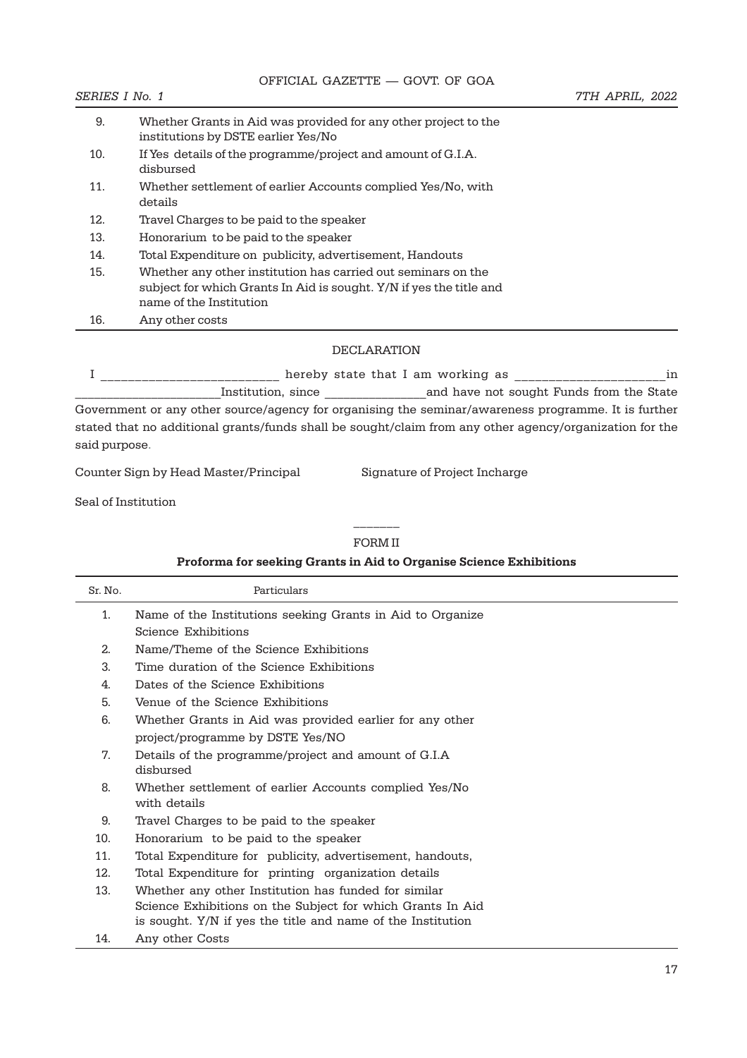| | |
|---|---|
| 9. | Whether Grants in Aid was provided for any other project to the institutions by DSTE earlier Yes/No |
| 10. | If Yes details of the programme/project and amount of G.I.A. disbursed |
| 11. | Whether settlement of earlier Accounts complied Yes/No, with details |
| 12. | Travel Charges to be paid to the speaker |
| 13. | Honorarium to be paid to the speaker |
| 14. | Total Expenditure on publicity, advertisement, Handouts |
| 15. | Whether any other institution has carried out seminars on the subject for which Grants In Aid is sought. Y/N if yes the title and name of the Institution |
| 16. | Any other costs |

DECLARATION

I _________________________ hereby state that I am working as _____________________ in _____________________ Institution, since _______________ and have not sought Funds from the State Government or any other source/agency for organising the seminar/awareness programme. It is further stated that no additional grants/funds shall be sought/claim from any other agency/organization for the said purpose.

Counter Sign by Head Master/Principal            Signature of Project Incharge

Seal of Institution

________

FORM II

**Proforma for seeking Grants in Aid to Organise Science Exhibitions**

| Sr. No. | Particulars |
|---|---|
| 1. | Name of the Institutions seeking Grants in Aid to Organize Science Exhibitions |
| 2. | Name/Theme of the Science Exhibitions |
| 3. | Time duration of the Science Exhibitions |
| 4. | Dates of the Science Exhibitions |
| 5. | Venue of the Science Exhibitions |
| 6. | Whether Grants in Aid was provided earlier for any other project/programme by DSTE Yes/NO |
| 7. | Details of the programme/project and amount of G.I.A disbursed |
| 8. | Whether settlement of earlier Accounts complied Yes/No with details |
| 9. | Travel Charges to be paid to the speaker |
| 10. | Honorarium to be paid to the speaker |
| 11. | Total Expenditure for publicity, advertisement, handouts, |
| 12. | Total Expenditure for printing organization details |
| 13. | Whether any other Institution has funded for similar Science Exhibitions on the Subject for which Grants In Aid is sought. Y/N if yes the title and name of the Institution |
| 14. | Any other Costs |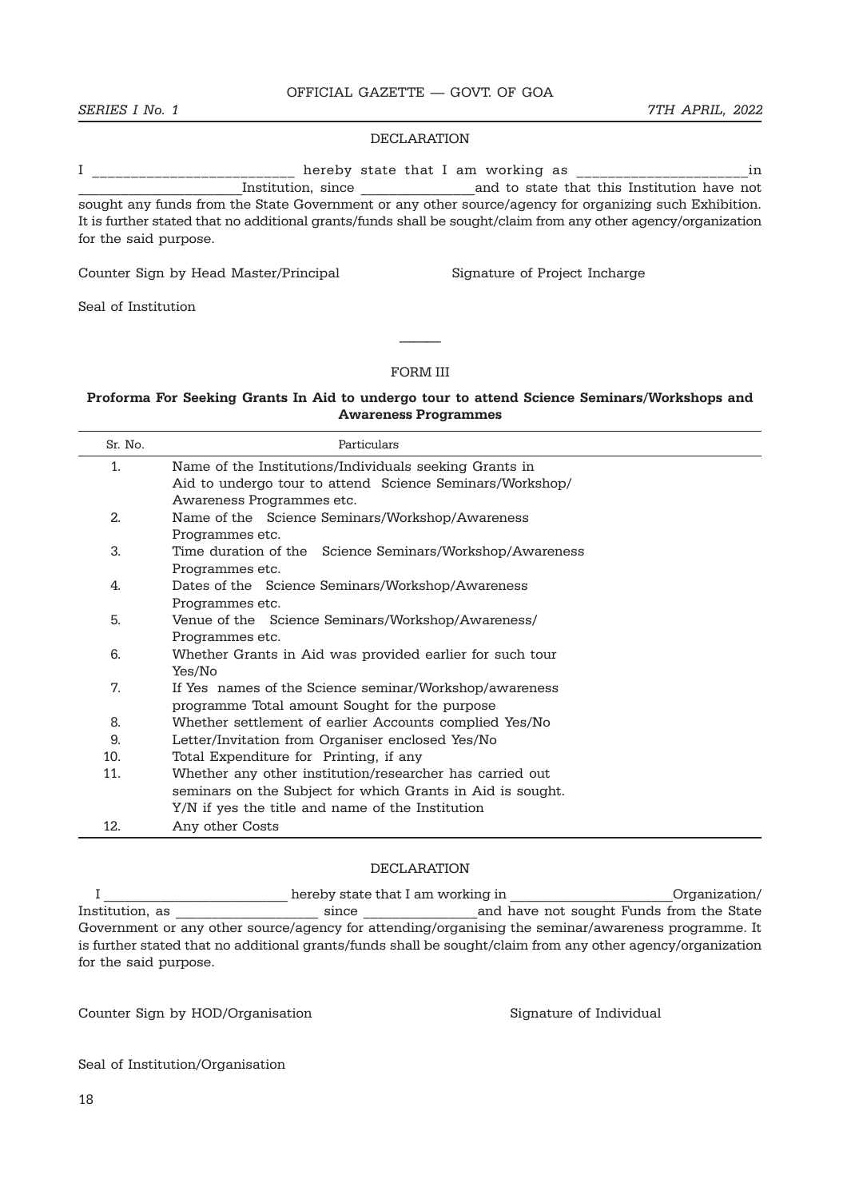## DECLARATION

I _________________________ hereby state that I am working as _____________________in _____________________Institution, since _______________and to state that this Institution have not sought any funds from the State Government or any other source/agency for organizing such Exhibition. It is further stated that no additional grants/funds shall be sought/claim from any other agency/organization for the said purpose.

Counter Sign by Head Master/Principal                    Signature of Project Incharge

Seal of Institution

———

## FORM III

**Proforma For Seeking Grants In Aid to undergo tour to attend Science Seminars/Workshops and Awareness Programmes**

| Sr. No. | Particulars |
|---|---|
| 1. | Name of the Institutions/Individuals seeking Grants in Aid to undergo tour to attend Science Seminars/Workshop/ Awareness Programmes etc. |
| 2. | Name of the Science Seminars/Workshop/Awareness Programmes etc. |
| 3. | Time duration of the Science Seminars/Workshop/Awareness Programmes etc. |
| 4. | Dates of the Science Seminars/Workshop/Awareness Programmes etc. |
| 5. | Venue of the Science Seminars/Workshop/Awareness/ Programmes etc. |
| 6. | Whether Grants in Aid was provided earlier for such tour Yes/No |
| 7. | If Yes names of the Science seminar/Workshop/awareness programme Total amount Sought for the purpose |
| 8. | Whether settlement of earlier Accounts complied Yes/No |
| 9. | Letter/Invitation from Organiser enclosed Yes/No |
| 10. | Total Expenditure for Printing, if any |
| 11. | Whether any other institution/researcher has carried out seminars on the Subject for which Grants in Aid is sought. Y/N if yes the title and name of the Institution |
| 12. | Any other Costs |

## DECLARATION

I _________________________ hereby state that I am working in ______________________Organization/ Institution, as ___________________ since _______________and have not sought Funds from the State Government or any other source/agency for attending/organising the seminar/awareness programme. It is further stated that no additional grants/funds shall be sought/claim from any other agency/organization for the said purpose.

Counter Sign by HOD/Organisation                    Signature of Individual

Seal of Institution/Organisation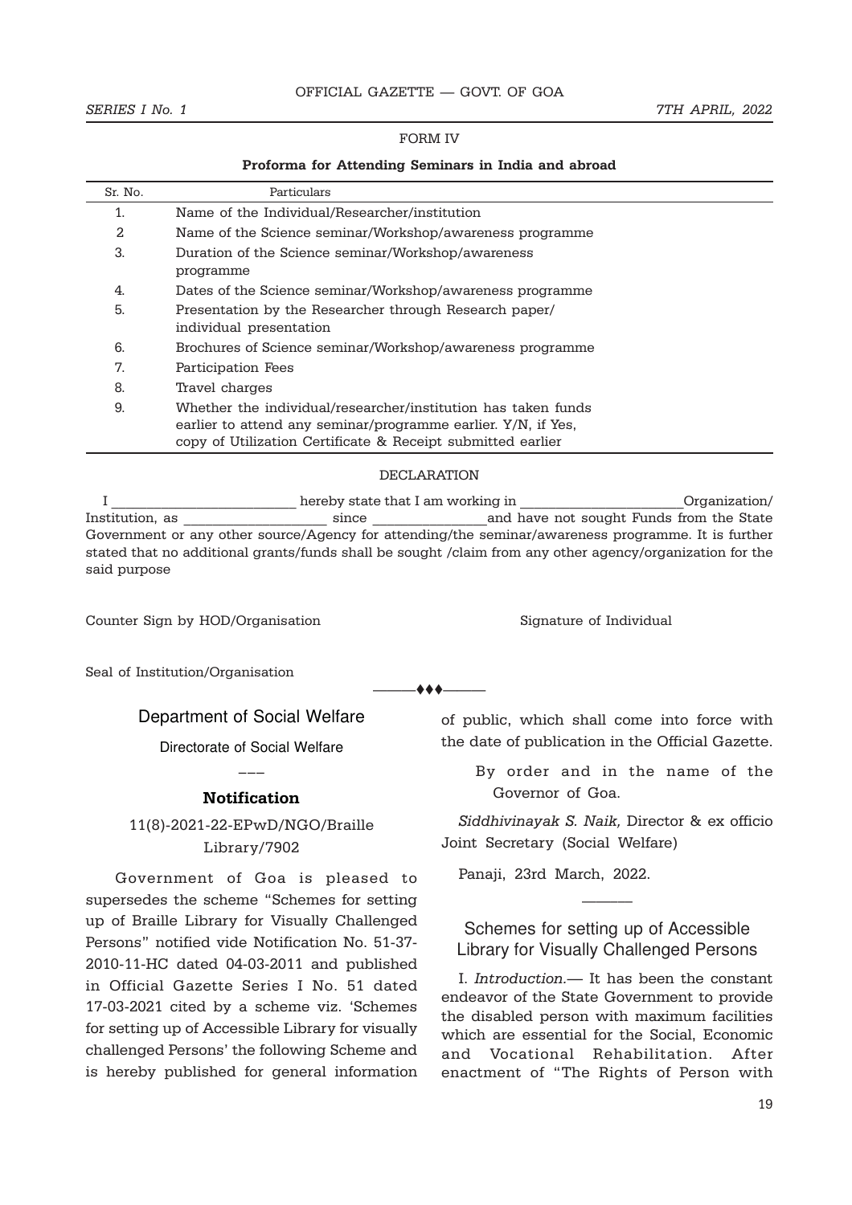FORM IV

**Proforma for Attending Seminars in India and abroad**

| Sr. No. | Particulars |
|---|---|
| 1. | Name of the Individual/Researcher/institution |
| 2 | Name of the Science seminar/Workshop/awareness programme |
| 3. | Duration of the Science seminar/Workshop/awareness programme |
| 4. | Dates of the Science seminar/Workshop/awareness programme |
| 5. | Presentation by the Researcher through Research paper/ individual presentation |
| 6. | Brochures of Science seminar/Workshop/awareness programme |
| 7. | Participation Fees |
| 8. | Travel charges |
| 9. | Whether the individual/researcher/institution has taken funds earlier to attend any seminar/programme earlier. Y/N, if Yes, copy of Utilization Certificate & Receipt submitted earlier |

DECLARATION

I ________________________ hereby state that I am working in ____________________Organization/ Institution, as __________________ since ______________and have not sought Funds from the State Government or any other source/Agency for attending/the seminar/awareness programme. It is further stated that no additional grants/funds shall be sought /claim from any other agency/organization for the said purpose

Counter Sign by HOD/Organisation

Signature of Individual

Seal of Institution/Organisation

———♦♦♦———

## Department of Social Welfare

Directorate of Social Welfare

———

### Notification

11(8)-2021-22-EPwD/NGO/Braille Library/7902

Government of Goa is pleased to supersedes the scheme "Schemes for setting up of Braille Library for Visually Challenged Persons" notified vide Notification No. 51-37-2010-11-HC dated 04-03-2011 and published in Official Gazette Series I No. 51 dated 17-03-2021 cited by a scheme viz. 'Schemes for setting up of Accessible Library for visually challenged Persons' the following Scheme and is hereby published for general information of public, which shall come into force with the date of publication in the Official Gazette.

By order and in the name of the Governor of Goa.

*Siddhivinayak S. Naik,* Director & ex officio Joint Secretary (Social Welfare)

Panaji, 23rd March, 2022.

———

## Schemes for setting up of Accessible Library for Visually Challenged Persons

I. *Introduction.*— It has been the constant endeavor of the State Government to provide the disabled person with maximum facilities which are essential for the Social, Economic and Vocational Rehabilitation. After enactment of "The Rights of Person with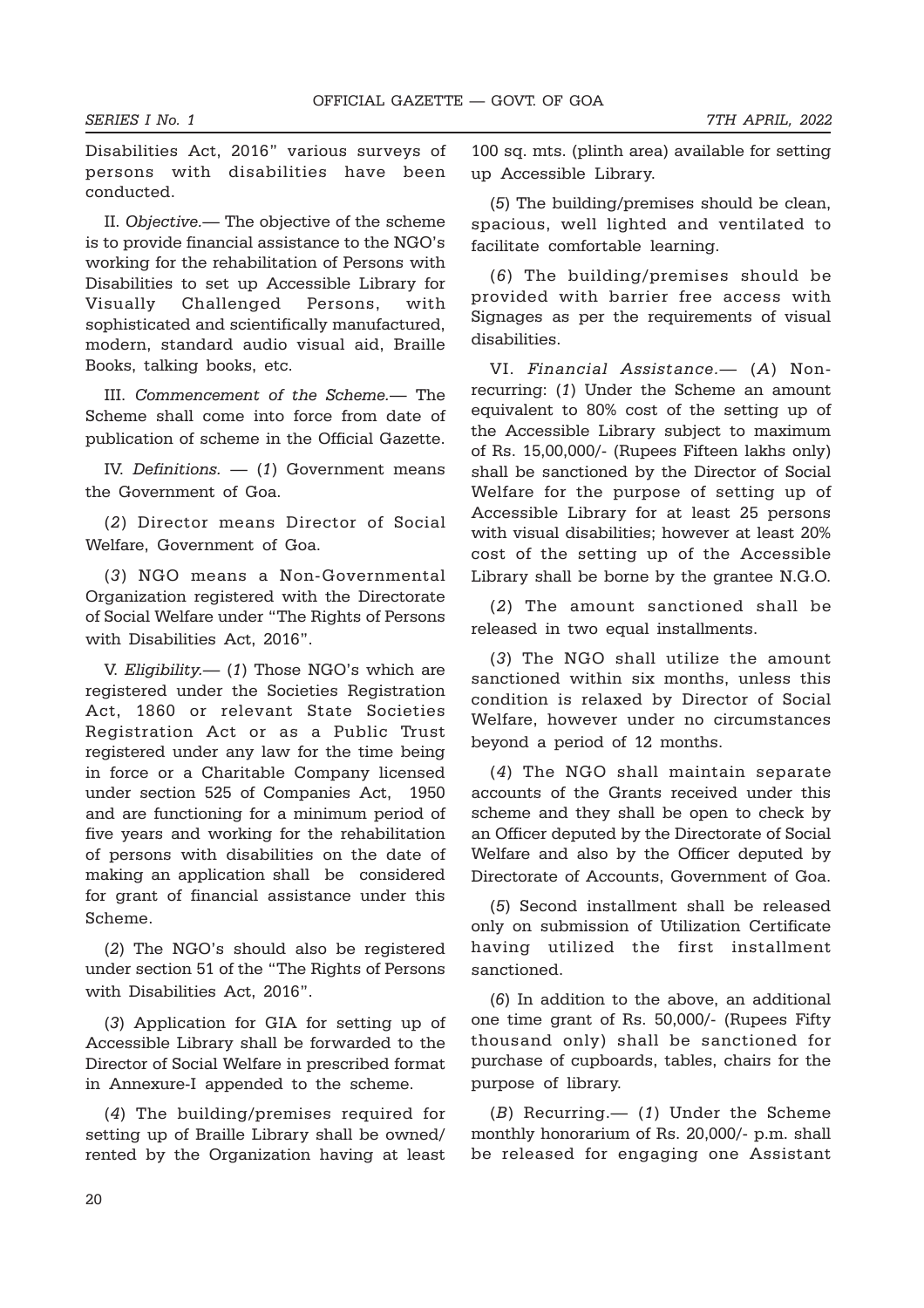Disabilities Act, 2016" various surveys of persons with disabilities have been conducted.

II. *Objective.*— The objective of the scheme is to provide financial assistance to the NGO's working for the rehabilitation of Persons with Disabilities to set up Accessible Library for Visually Challenged Persons, with sophisticated and scientifically manufactured, modern, standard audio visual aid, Braille Books, talking books, etc.

III. *Commencement of the Scheme.*— The Scheme shall come into force from date of publication of scheme in the Official Gazette.

IV. *Definitions.* — (*1*) Government means the Government of Goa.

(*2*) Director means Director of Social Welfare, Government of Goa.

(*3*) NGO means a Non-Governmental Organization registered with the Directorate of Social Welfare under "The Rights of Persons with Disabilities Act, 2016".

V. *Eligibility.*— (*1*) Those NGO's which are registered under the Societies Registration Act, 1860 or relevant State Societies Registration Act or as a Public Trust registered under any law for the time being in force or a Charitable Company licensed under section 525 of Companies Act, 1950 and are functioning for a minimum period of five years and working for the rehabilitation of persons with disabilities on the date of making an application shall be considered for grant of financial assistance under this Scheme.

(*2*) The NGO's should also be registered under section 51 of the "The Rights of Persons with Disabilities Act, 2016".

(*3*) Application for GIA for setting up of Accessible Library shall be forwarded to the Director of Social Welfare in prescribed format in Annexure-I appended to the scheme.

(*4*) The building/premises required for setting up of Braille Library shall be owned/ rented by the Organization having at least 100 sq. mts. (plinth area) available for setting up Accessible Library.

(*5*) The building/premises should be clean, spacious, well lighted and ventilated to facilitate comfortable learning.

(*6*) The building/premises should be provided with barrier free access with Signages as per the requirements of visual disabilities.

VI. *Financial Assistance.*— (*A*) Non-recurring: (*1*) Under the Scheme an amount equivalent to 80% cost of the setting up of the Accessible Library subject to maximum of Rs. 15,00,000/- (Rupees Fifteen lakhs only) shall be sanctioned by the Director of Social Welfare for the purpose of setting up of Accessible Library for at least 25 persons with visual disabilities; however at least 20% cost of the setting up of the Accessible Library shall be borne by the grantee N.G.O.

(*2*) The amount sanctioned shall be released in two equal installments.

(*3*) The NGO shall utilize the amount sanctioned within six months, unless this condition is relaxed by Director of Social Welfare, however under no circumstances beyond a period of 12 months.

(*4*) The NGO shall maintain separate accounts of the Grants received under this scheme and they shall be open to check by an Officer deputed by the Directorate of Social Welfare and also by the Officer deputed by Directorate of Accounts, Government of Goa.

(*5*) Second installment shall be released only on submission of Utilization Certificate having utilized the first installment sanctioned.

(*6*) In addition to the above, an additional one time grant of Rs. 50,000/- (Rupees Fifty thousand only) shall be sanctioned for purchase of cupboards, tables, chairs for the purpose of library.

(*B*) Recurring.— (*1*) Under the Scheme monthly honorarium of Rs. 20,000/- p.m. shall be released for engaging one Assistant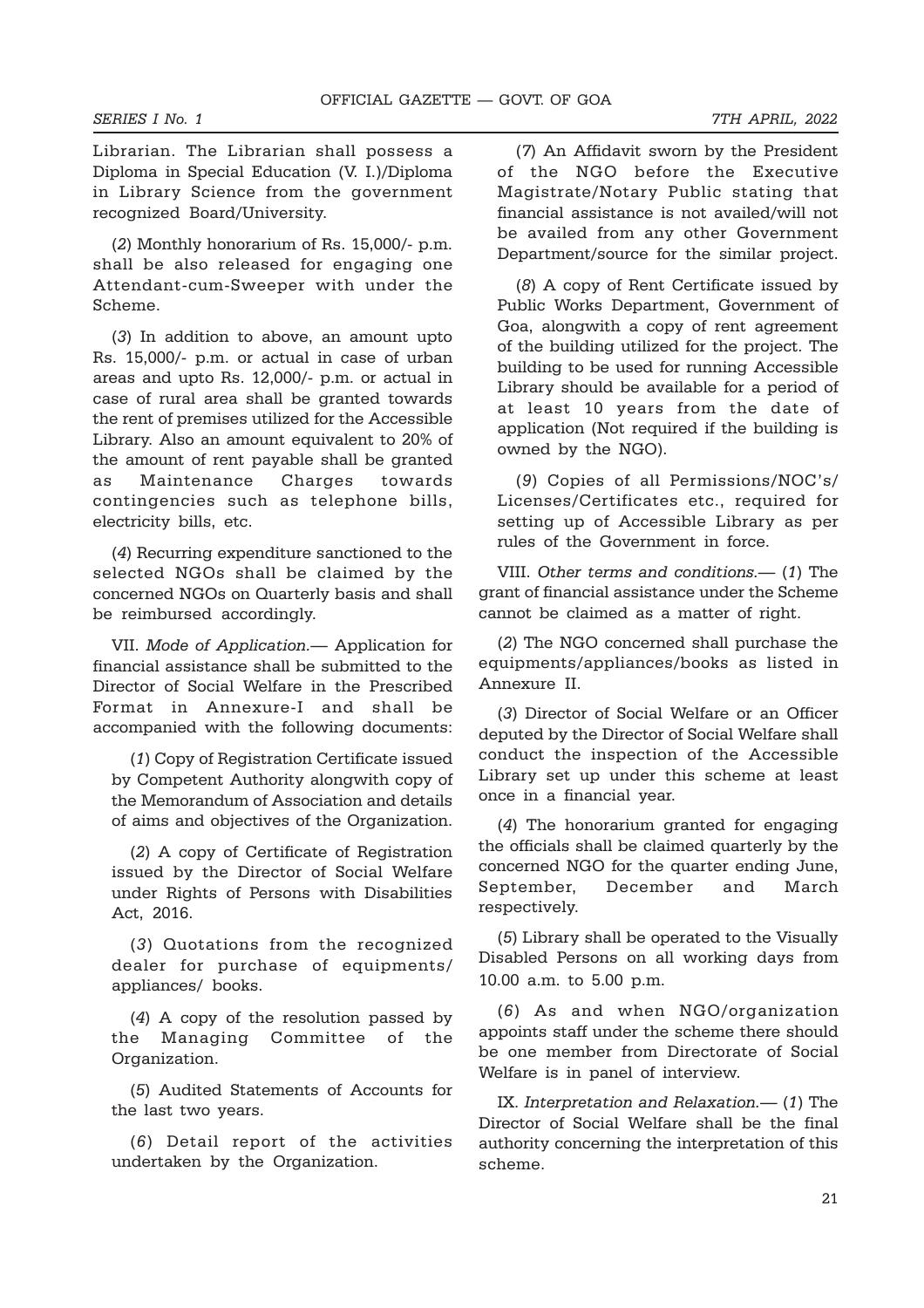Librarian. The Librarian shall possess a Diploma in Special Education (V. I.)/Diploma in Library Science from the government recognized Board/University.

(*2*) Monthly honorarium of Rs. 15,000/- p.m. shall be also released for engaging one Attendant-cum-Sweeper with under the Scheme.

(*3*) In addition to above, an amount upto Rs. 15,000/- p.m. or actual in case of urban areas and upto Rs. 12,000/- p.m. or actual in case of rural area shall be granted towards the rent of premises utilized for the Accessible Library. Also an amount equivalent to 20% of the amount of rent payable shall be granted as Maintenance Charges towards contingencies such as telephone bills, electricity bills, etc.

(*4*) Recurring expenditure sanctioned to the selected NGOs shall be claimed by the concerned NGOs on Quarterly basis and shall be reimbursed accordingly.

VII. *Mode of Application.*— Application for financial assistance shall be submitted to the Director of Social Welfare in the Prescribed Format in Annexure-I and shall be accompanied with the following documents:

(*1*) Copy of Registration Certificate issued by Competent Authority alongwith copy of the Memorandum of Association and details of aims and objectives of the Organization.

(*2*) A copy of Certificate of Registration issued by the Director of Social Welfare under Rights of Persons with Disabilities Act, 2016.

(*3*) Quotations from the recognized dealer for purchase of equipments/ appliances/ books.

(*4*) A copy of the resolution passed by the Managing Committee of the Organization.

(*5*) Audited Statements of Accounts for the last two years.

(*6*) Detail report of the activities undertaken by the Organization.

(*7*) An Affidavit sworn by the President of the NGO before the Executive Magistrate/Notary Public stating that financial assistance is not availed/will not be availed from any other Government Department/source for the similar project.

(*8*) A copy of Rent Certificate issued by Public Works Department, Government of Goa, alongwith a copy of rent agreement of the building utilized for the project. The building to be used for running Accessible Library should be available for a period of at least 10 years from the date of application (Not required if the building is owned by the NGO).

(*9*) Copies of all Permissions/NOC's/ Licenses/Certificates etc., required for setting up of Accessible Library as per rules of the Government in force.

VIII. *Other terms and conditions.*— (*1*) The grant of financial assistance under the Scheme cannot be claimed as a matter of right.

(*2*) The NGO concerned shall purchase the equipments/appliances/books as listed in Annexure II.

(*3*) Director of Social Welfare or an Officer deputed by the Director of Social Welfare shall conduct the inspection of the Accessible Library set up under this scheme at least once in a financial year.

(*4*) The honorarium granted for engaging the officials shall be claimed quarterly by the concerned NGO for the quarter ending June, September, December and March respectively.

(*5*) Library shall be operated to the Visually Disabled Persons on all working days from 10.00 a.m. to 5.00 p.m.

(*6*) As and when NGO/organization appoints staff under the scheme there should be one member from Directorate of Social Welfare is in panel of interview.

IX. *Interpretation and Relaxation.*— (*1*) The Director of Social Welfare shall be the final authority concerning the interpretation of this scheme.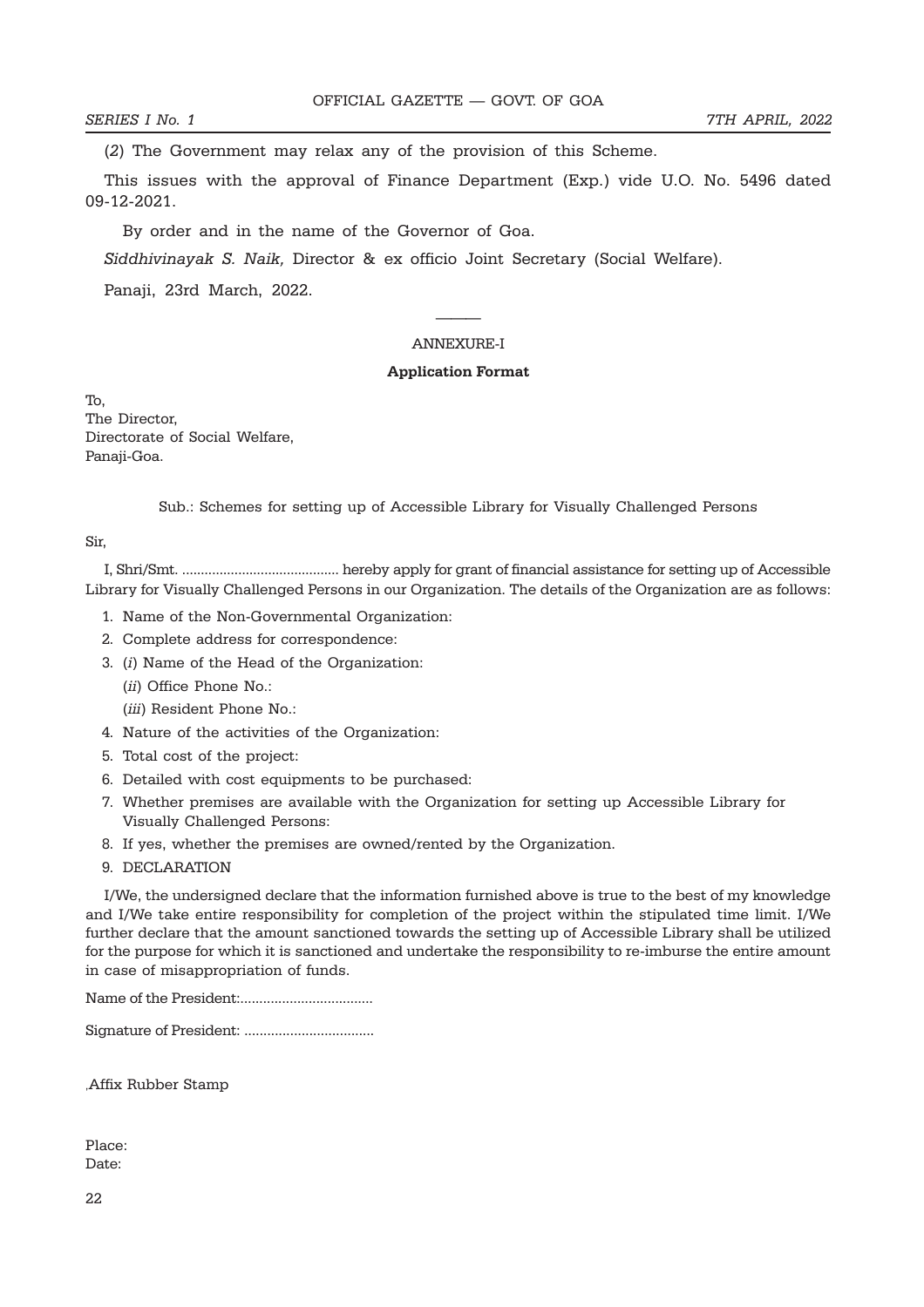(2) The Government may relax any of the provision of this Scheme.

This issues with the approval of Finance Department (Exp.) vide U.O. No. 5496 dated 09-12-2021.

By order and in the name of the Governor of Goa.

*Siddhivinayak S. Naik,* Director & ex officio Joint Secretary (Social Welfare).

Panaji, 23rd March, 2022.

———

ANNEXURE-I

**Application Format**

To,
The Director,
Directorate of Social Welfare,
Panaji-Goa.

Sub.: Schemes for setting up of Accessible Library for Visually Challenged Persons

Sir,

I, Shri/Smt. ......................................... hereby apply for grant of financial assistance for setting up of Accessible Library for Visually Challenged Persons in our Organization. The details of the Organization are as follows:

1. Name of the Non-Governmental Organization:
2. Complete address for correspondence:
3. (*i*) Name of the Head of the Organization:
   (*ii*) Office Phone No.:
   (*iii*) Resident Phone No.:
4. Nature of the activities of the Organization:
5. Total cost of the project:
6. Detailed with cost equipments to be purchased:
7. Whether premises are available with the Organization for setting up Accessible Library for Visually Challenged Persons:
8. If yes, whether the premises are owned/rented by the Organization.
9. DECLARATION

I/We, the undersigned declare that the information furnished above is true to the best of my knowledge and I/We take entire responsibility for completion of the project within the stipulated time limit. I/We further declare that the amount sanctioned towards the setting up of Accessible Library shall be utilized for the purpose for which it is sanctioned and undertake the responsibility to re-imburse the entire amount in case of misappropriation of funds.

Name of the President:..................................

Signature of President: .................................

,Affix Rubber Stamp

Place:
Date: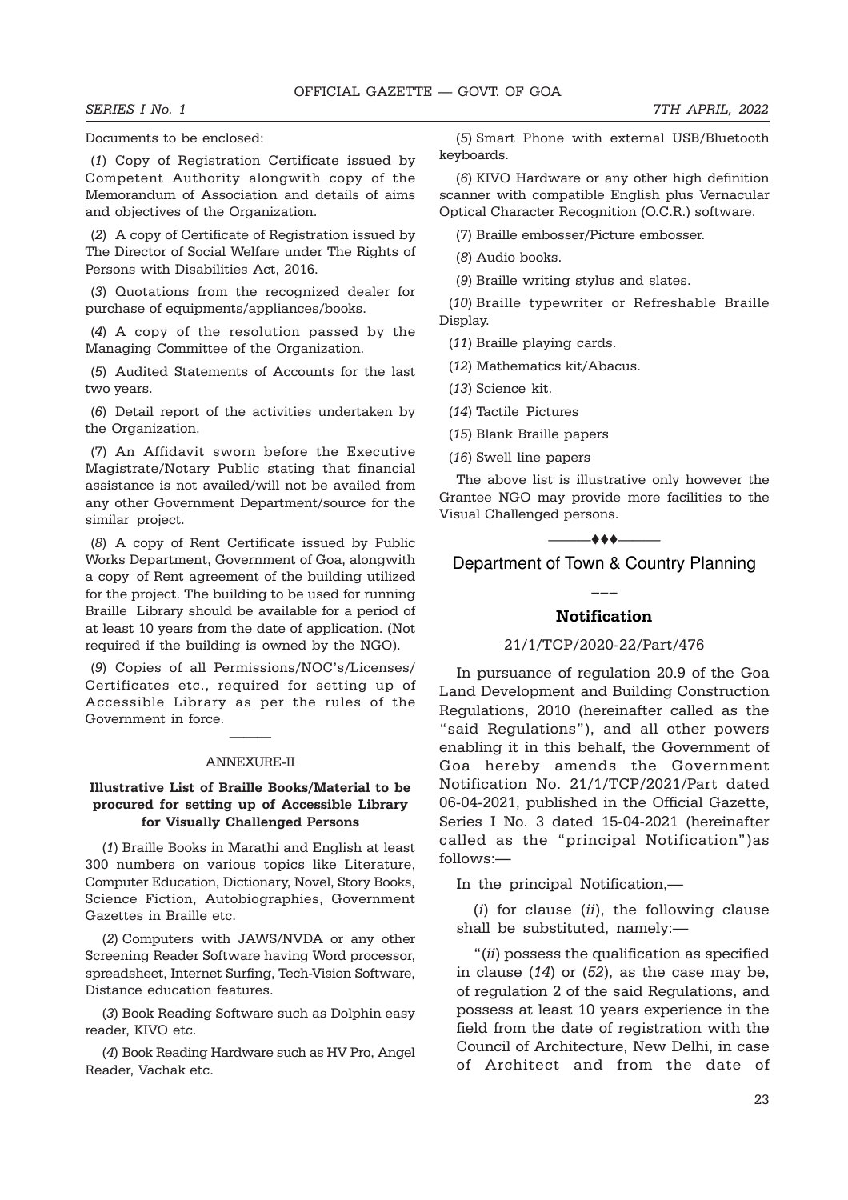Documents to be enclosed:

(*1*) Copy of Registration Certificate issued by Competent Authority alongwith copy of the Memorandum of Association and details of aims and objectives of the Organization.

(*2*) A copy of Certificate of Registration issued by The Director of Social Welfare under The Rights of Persons with Disabilities Act, 2016.

(*3*) Quotations from the recognized dealer for purchase of equipments/appliances/books.

(*4*) A copy of the resolution passed by the Managing Committee of the Organization.

(*5*) Audited Statements of Accounts for the last two years.

(*6*) Detail report of the activities undertaken by the Organization.

(*7*) An Affidavit sworn before the Executive Magistrate/Notary Public stating that financial assistance is not availed/will not be availed from any other Government Department/source for the similar project.

(*8*) A copy of Rent Certificate issued by Public Works Department, Government of Goa, alongwith a copy of Rent agreement of the building utilized for the project. The building to be used for running Braille Library should be available for a period of at least 10 years from the date of application. (Not required if the building is owned by the NGO).

(*9*) Copies of all Permissions/NOC's/Licenses/ Certificates etc., required for setting up of Accessible Library as per the rules of the Government in force.

———

ANNEXURE-II

**Illustrative List of Braille Books/Material to be procured for setting up of Accessible Library for Visually Challenged Persons**

(*1*) Braille Books in Marathi and English at least 300 numbers on various topics like Literature, Computer Education, Dictionary, Novel, Story Books, Science Fiction, Autobiographies, Government Gazettes in Braille etc.

(*2*) Computers with JAWS/NVDA or any other Screening Reader Software having Word processor, spreadsheet, Internet Surfing, Tech-Vision Software, Distance education features.

(*3*) Book Reading Software such as Dolphin easy reader, KIVO etc.

(*4*) Book Reading Hardware such as HV Pro, Angel Reader, Vachak etc.

(*5*) Smart Phone with external USB/Bluetooth keyboards.

(*6*) KIVO Hardware or any other high definition scanner with compatible English plus Vernacular Optical Character Recognition (O.C.R.) software.

(*7*) Braille embosser/Picture embosser.

(*8*) Audio books.

(*9*) Braille writing stylus and slates.

(*10*) Braille typewriter or Refreshable Braille Display.

(*11*) Braille playing cards.

(*12*) Mathematics kit/Abacus.

(*13*) Science kit.

(*14*) Tactile Pictures

(*15*) Blank Braille papers

(*16*) Swell line papers

The above list is illustrative only however the Grantee NGO may provide more facilities to the Visual Challenged persons.

———♦♦♦———

## Department of Town & Country Planning

———

### Notification

21/1/TCP/2020-22/Part/476

In pursuance of regulation 20.9 of the Goa Land Development and Building Construction Regulations, 2010 (hereinafter called as the "said Regulations"), and all other powers enabling it in this behalf, the Government of Goa hereby amends the Government Notification No. 21/1/TCP/2021/Part dated 06-04-2021, published in the Official Gazette, Series I No. 3 dated 15-04-2021 (hereinafter called as the "principal Notification")as follows:—

In the principal Notification,—

(*i*) for clause (*ii*), the following clause shall be substituted, namely:—

"(*ii*) possess the qualification as specified in clause (*14*) or (*52*), as the case may be, of regulation 2 of the said Regulations, and possess at least 10 years experience in the field from the date of registration with the Council of Architecture, New Delhi, in case of Architect and from the date of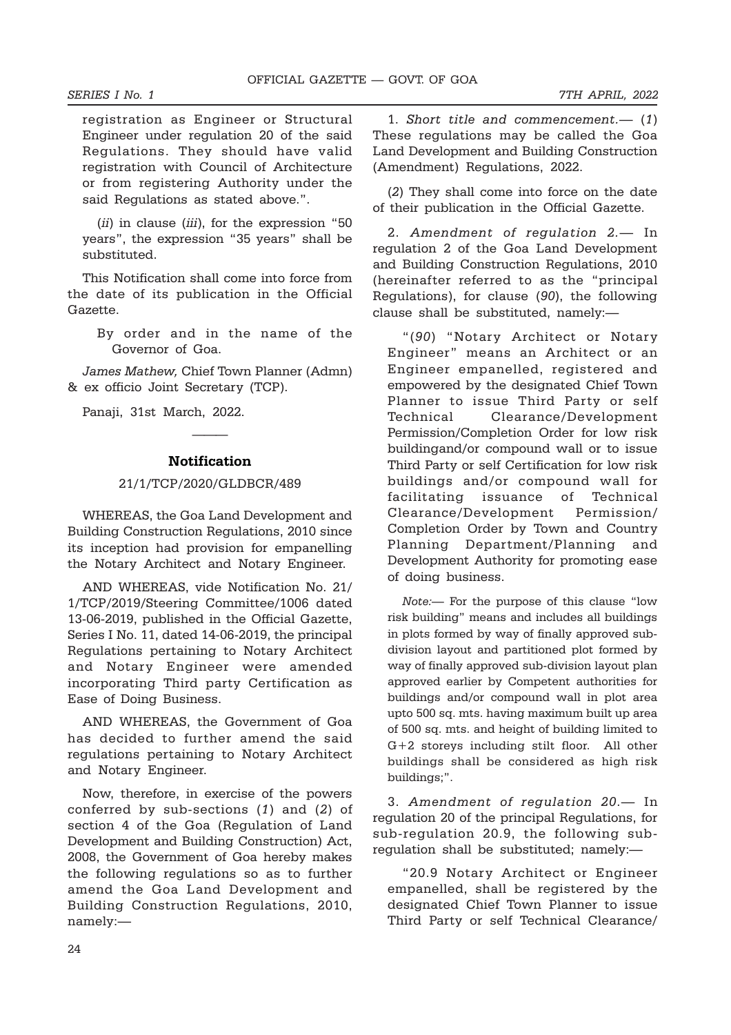registration as Engineer or Structural Engineer under regulation 20 of the said Regulations. They should have valid registration with Council of Architecture or from registering Authority under the said Regulations as stated above.".

(*ii*) in clause (*iii*), for the expression "50 years", the expression "35 years" shall be substituted.

This Notification shall come into force from the date of its publication in the Official Gazette.

By order and in the name of the Governor of Goa.

*James Mathew,* Chief Town Planner (Admn) & ex officio Joint Secretary (TCP).

Panaji, 31st March, 2022.

---

## Notification

21/1/TCP/2020/GLDBCR/489

WHEREAS, the Goa Land Development and Building Construction Regulations, 2010 since its inception had provision for empanelling the Notary Architect and Notary Engineer.

AND WHEREAS, vide Notification No. 21/1/TCP/2019/Steering Committee/1006 dated 13-06-2019, published in the Official Gazette, Series I No. 11, dated 14-06-2019, the principal Regulations pertaining to Notary Architect and Notary Engineer were amended incorporating Third party Certification as Ease of Doing Business.

AND WHEREAS, the Government of Goa has decided to further amend the said regulations pertaining to Notary Architect and Notary Engineer.

Now, therefore, in exercise of the powers conferred by sub-sections (*1*) and (*2*) of section 4 of the Goa (Regulation of Land Development and Building Construction) Act, 2008, the Government of Goa hereby makes the following regulations so as to further amend the Goa Land Development and Building Construction Regulations, 2010, namely:—

1. *Short title and commencement.*— (*1*) These regulations may be called the Goa Land Development and Building Construction (Amendment) Regulations, 2022.

(*2*) They shall come into force on the date of their publication in the Official Gazette.

2. *Amendment of regulation 2.*— In regulation 2 of the Goa Land Development and Building Construction Regulations, 2010 (hereinafter referred to as the "principal Regulations), for clause (*90*), the following clause shall be substituted, namely:—

"(*90*) "Notary Architect or Notary Engineer" means an Architect or an Engineer empanelled, registered and empowered by the designated Chief Town Planner to issue Third Party or self Technical Clearance/Development Permission/Completion Order for low risk buildingand/or compound wall or to issue Third Party or self Certification for low risk buildings and/or compound wall for facilitating issuance of Technical Clearance/Development Permission/ Completion Order by Town and Country Planning Department/Planning and Development Authority for promoting ease of doing business.

*Note:*— For the purpose of this clause "low risk building" means and includes all buildings in plots formed by way of finally approved sub-division layout and partitioned plot formed by way of finally approved sub-division layout plan approved earlier by Competent authorities for buildings and/or compound wall in plot area upto 500 sq. mts. having maximum built up area of 500 sq. mts. and height of building limited to G+2 storeys including stilt floor. All other buildings shall be considered as high risk buildings;".

3. *Amendment of regulation 20.*— In regulation 20 of the principal Regulations, for sub-regulation 20.9, the following sub-regulation shall be substituted; namely:—

"20.9 Notary Architect or Engineer empanelled, shall be registered by the designated Chief Town Planner to issue Third Party or self Technical Clearance/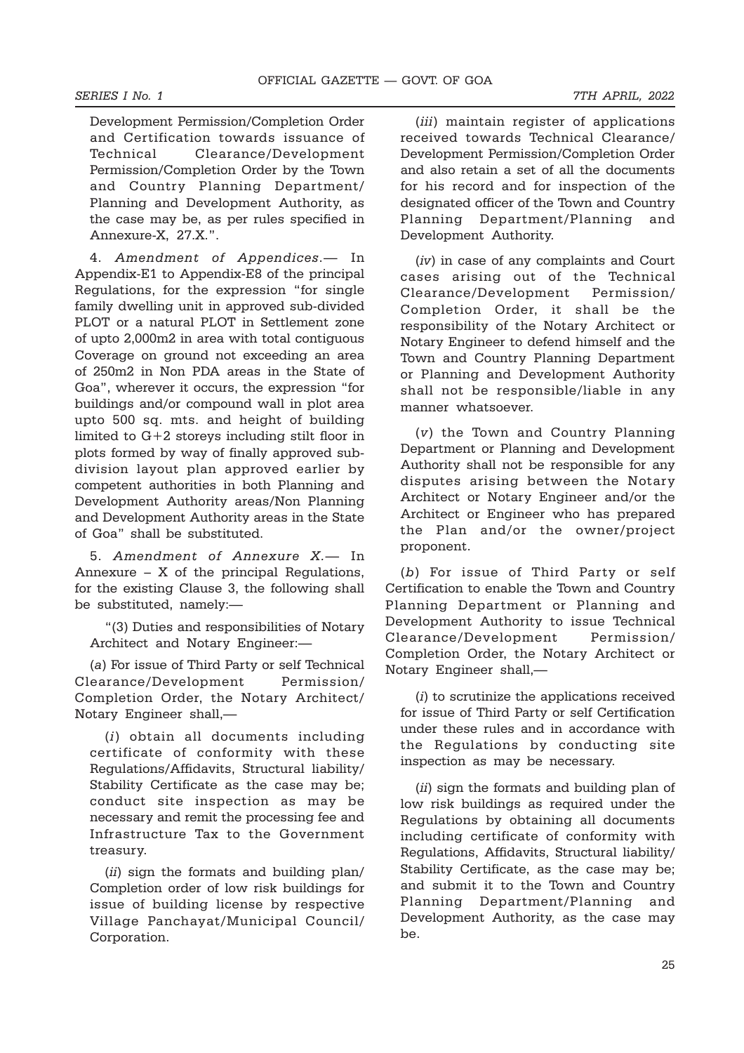Development Permission/Completion Order and Certification towards issuance of Technical Clearance/Development Permission/Completion Order by the Town and Country Planning Department/ Planning and Development Authority, as the case may be, as per rules specified in Annexure-X, 27.X.".

4. *Amendment of Appendices*.— In Appendix-E1 to Appendix-E8 of the principal Regulations, for the expression "for single family dwelling unit in approved sub-divided PLOT or a natural PLOT in Settlement zone of upto 2,000m2 in area with total contiguous Coverage on ground not exceeding an area of 250m2 in Non PDA areas in the State of Goa", wherever it occurs, the expression "for buildings and/or compound wall in plot area upto 500 sq. mts. and height of building limited to G+2 storeys including stilt floor in plots formed by way of finally approved sub-division layout plan approved earlier by competent authorities in both Planning and Development Authority areas/Non Planning and Development Authority areas in the State of Goa" shall be substituted.

5. *Amendment of Annexure X*.— In Annexure – X of the principal Regulations, for the existing Clause 3, the following shall be substituted, namely:—

"(3) Duties and responsibilities of Notary Architect and Notary Engineer:—

(*a*) For issue of Third Party or self Technical Clearance/Development Permission/ Completion Order, the Notary Architect/ Notary Engineer shall,—

(*i*) obtain all documents including certificate of conformity with these Regulations/Affidavits, Structural liability/ Stability Certificate as the case may be; conduct site inspection as may be necessary and remit the processing fee and Infrastructure Tax to the Government treasury.

(*ii*) sign the formats and building plan/ Completion order of low risk buildings for issue of building license by respective Village Panchayat/Municipal Council/ Corporation.

(*iii*) maintain register of applications received towards Technical Clearance/ Development Permission/Completion Order and also retain a set of all the documents for his record and for inspection of the designated officer of the Town and Country Planning Department/Planning and Development Authority.

(*iv*) in case of any complaints and Court cases arising out of the Technical Clearance/Development Permission/ Completion Order, it shall be the responsibility of the Notary Architect or Notary Engineer to defend himself and the Town and Country Planning Department or Planning and Development Authority shall not be responsible/liable in any manner whatsoever.

(*v*) the Town and Country Planning Department or Planning and Development Authority shall not be responsible for any disputes arising between the Notary Architect or Notary Engineer and/or the Architect or Engineer who has prepared the Plan and/or the owner/project proponent.

(*b*) For issue of Third Party or self Certification to enable the Town and Country Planning Department or Planning and Development Authority to issue Technical Clearance/Development Permission/ Completion Order, the Notary Architect or Notary Engineer shall,—

(*i*) to scrutinize the applications received for issue of Third Party or self Certification under these rules and in accordance with the Regulations by conducting site inspection as may be necessary.

(*ii*) sign the formats and building plan of low risk buildings as required under the Regulations by obtaining all documents including certificate of conformity with Regulations, Affidavits, Structural liability/ Stability Certificate, as the case may be; and submit it to the Town and Country Planning Department/Planning and Development Authority, as the case may be.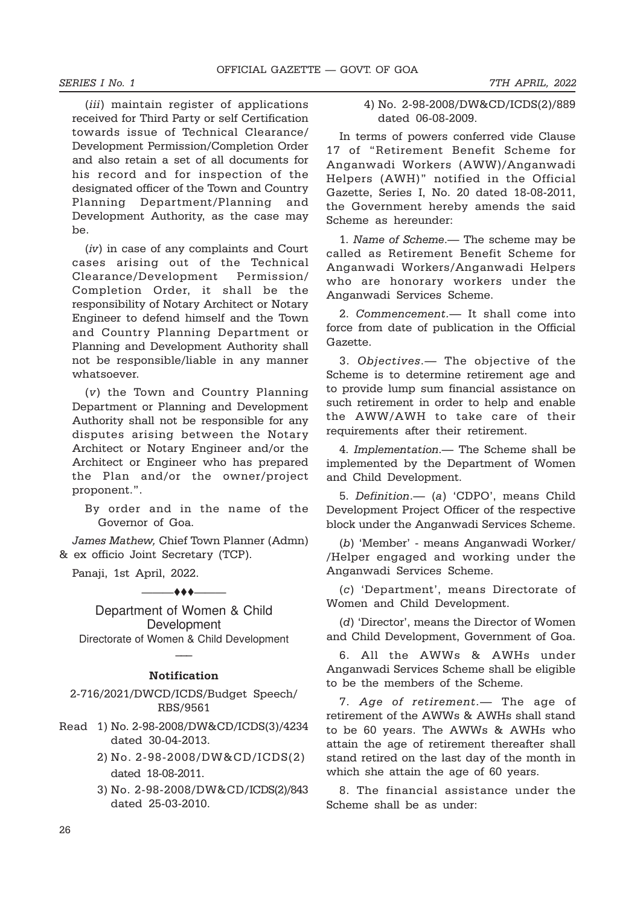(*iii*) maintain register of applications received for Third Party or self Certification towards issue of Technical Clearance/ Development Permission/Completion Order and also retain a set of all documents for his record and for inspection of the designated officer of the Town and Country Planning Department/Planning and Development Authority, as the case may be.

(*iv*) in case of any complaints and Court cases arising out of the Technical Clearance/Development Permission/ Completion Order, it shall be the responsibility of Notary Architect or Notary Engineer to defend himself and the Town and Country Planning Department or Planning and Development Authority shall not be responsible/liable in any manner whatsoever.

(*v*) the Town and Country Planning Department or Planning and Development Authority shall not be responsible for any disputes arising between the Notary Architect or Notary Engineer and/or the Architect or Engineer who has prepared the Plan and/or the owner/project proponent.".

By order and in the name of the Governor of Goa.

*James Mathew,* Chief Town Planner (Admn) & ex officio Joint Secretary (TCP).

Panaji, 1st April, 2022.

———♦♦♦———

## Department of Women & Child Development

### Directorate of Women & Child Development

—–

### Notification

2-716/2021/DWCD/ICDS/Budget Speech/ RBS/9561

Read 1) No. 2-98-2008/DW&CD/ICDS(3)/4234 dated 30-04-2013.

2) No. 2-98-2008/DW&CD/ICDS(2) dated 18-08-2011.

3) No. 2-98-2008/DW&CD/ICDS(2)/843 dated 25-03-2010.

4) No. 2-98-2008/DW&CD/ICDS(2)/889 dated 06-08-2009.

In terms of powers conferred vide Clause 17 of "Retirement Benefit Scheme for Anganwadi Workers (AWW)/Anganwadi Helpers (AWH)" notified in the Official Gazette, Series I, No. 20 dated 18-08-2011, the Government hereby amends the said Scheme as hereunder:

1. *Name of Scheme*.— The scheme may be called as Retirement Benefit Scheme for Anganwadi Workers/Anganwadi Helpers who are honorary workers under the Anganwadi Services Scheme.

2. *Commencement*.— It shall come into force from date of publication in the Official Gazette.

3. *Objectives*.— The objective of the Scheme is to determine retirement age and to provide lump sum financial assistance on such retirement in order to help and enable the AWW/AWH to take care of their requirements after their retirement.

4. *Implementation*.— The Scheme shall be implemented by the Department of Women and Child Development.

5. *Definition*.— (*a*) 'CDPO', means Child Development Project Officer of the respective block under the Anganwadi Services Scheme.

(*b*) 'Member' - means Anganwadi Worker/ /Helper engaged and working under the Anganwadi Services Scheme.

(*c*) 'Department', means Directorate of Women and Child Development.

(*d*) 'Director', means the Director of Women and Child Development, Government of Goa.

6. All the AWWs & AWHs under Anganwadi Services Scheme shall be eligible to be the members of the Scheme.

7. *Age of retirement*.— The age of retirement of the AWWs & AWHs shall stand to be 60 years. The AWWs & AWHs who attain the age of retirement thereafter shall stand retired on the last day of the month in which she attain the age of 60 years.

8. The financial assistance under the Scheme shall be as under: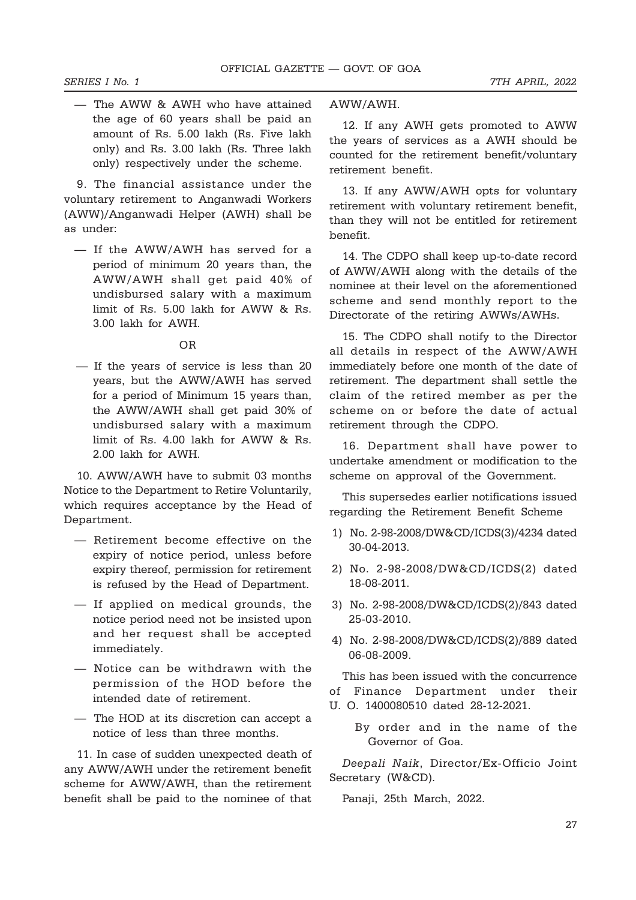— The AWW & AWH who have attained the age of 60 years shall be paid an amount of Rs. 5.00 lakh (Rs. Five lakh only) and Rs. 3.00 lakh (Rs. Three lakh only) respectively under the scheme.

9. The financial assistance under the voluntary retirement to Anganwadi Workers (AWW)/Anganwadi Helper (AWH) shall be as under:

— If the AWW/AWH has served for a period of minimum 20 years than, the AWW/AWH shall get paid 40% of undisbursed salary with a maximum limit of Rs. 5.00 lakh for AWW & Rs. 3.00 lakh for AWH.

OR

— If the years of service is less than 20 years, but the AWW/AWH has served for a period of Minimum 15 years than, the AWW/AWH shall get paid 30% of undisbursed salary with a maximum limit of Rs. 4.00 lakh for AWW & Rs. 2.00 lakh for AWH.

10. AWW/AWH have to submit 03 months Notice to the Department to Retire Voluntarily, which requires acceptance by the Head of Department.

— Retirement become effective on the expiry of notice period, unless before expiry thereof, permission for retirement is refused by the Head of Department.

— If applied on medical grounds, the notice period need not be insisted upon and her request shall be accepted immediately.

— Notice can be withdrawn with the permission of the HOD before the intended date of retirement.

— The HOD at its discretion can accept a notice of less than three months.

11. In case of sudden unexpected death of any AWW/AWH under the retirement benefit scheme for AWW/AWH, than the retirement benefit shall be paid to the nominee of that AWW/AWH.

12. If any AWH gets promoted to AWW the years of services as a AWH should be counted for the retirement benefit/voluntary retirement benefit.

13. If any AWW/AWH opts for voluntary retirement with voluntary retirement benefit, than they will not be entitled for retirement benefit.

14. The CDPO shall keep up-to-date record of AWW/AWH along with the details of the nominee at their level on the aforementioned scheme and send monthly report to the Directorate of the retiring AWWs/AWHs.

15. The CDPO shall notify to the Director all details in respect of the AWW/AWH immediately before one month of the date of retirement. The department shall settle the claim of the retired member as per the scheme on or before the date of actual retirement through the CDPO.

16. Department shall have power to undertake amendment or modification to the scheme on approval of the Government.

This supersedes earlier notifications issued regarding the Retirement Benefit Scheme

1) No. 2-98-2008/DW&CD/ICDS(3)/4234 dated 30-04-2013.
2) No. 2-98-2008/DW&CD/ICDS(2) dated 18-08-2011.
3) No. 2-98-2008/DW&CD/ICDS(2)/843 dated 25-03-2010.
4) No. 2-98-2008/DW&CD/ICDS(2)/889 dated 06-08-2009.

This has been issued with the concurrence of Finance Department under their U. O. 1400080510 dated 28-12-2021.

By order and in the name of the Governor of Goa.

*Deepali Naik*, Director/Ex-Officio Joint Secretary (W&CD).

Panaji, 25th March, 2022.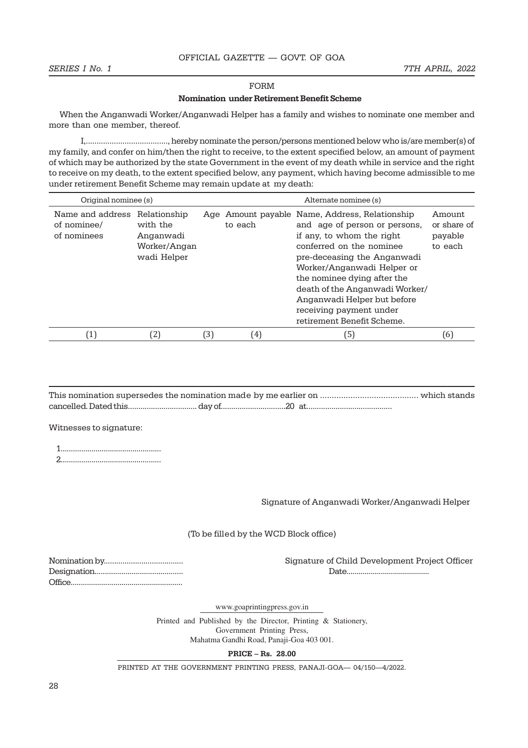FORM

**Nomination under Retirement Benefit Scheme**

When the Anganwadi Worker/Anganwadi Helper has a family and wishes to nominate one member and more than one member, thereof.

I,......................................, hereby nominate the person/persons mentioned below who is/are member(s) of my family, and confer on him/then the right to receive, to the extent specified below, an amount of payment of which may be authorized by the state Government in the event of my death while in service and the right to receive on my death, to the extent specified below, any payment, which having become admissible to me under retirement Benefit Scheme may remain update at my death:

| Original nominee (s) | | | | Alternate nominee (s) | |
|---|---|---|---|---|---|
| Name and address of nominee/ of nominees | Relationship with the Anganwadi Worker/Anganwadi Helper | Age | Amount payable to each | Name, Address, Relationship and age of person or persons, if any, to whom the right conferred on the nominee pre-deceasing the Anganwadi Worker/Anganwadi Helper or the nominee dying after the death of the Anganwadi Worker/ Anganwadi Helper but before receiving payment under retirement Benefit Scheme. | Amount or share of payable to each |
| (1) | (2) | (3) | (4) | (5) | (6) |

This nomination supersedes the nomination made by me earlier on .......................................... which stands cancelled. Dated this................................. day of...............................20 at.........................................

Witnesses to signature:

1................................................
2................................................

Signature of Anganwadi Worker/Anganwadi Helper

(To be filled by the WCD Block office)

Nomination by......................................
Designation...........................................
Office......................................................

Signature of Child Development Project Officer
Date........................................

www.goaprintingpress.gov.in

Printed and Published by the Director, Printing & Stationery,
Government Printing Press,
Mahatma Gandhi Road, Panaji-Goa 403 001.

**PRICE – Rs. 28.00**

PRINTED AT THE GOVERNMENT PRINTING PRESS, PANAJI-GOA— 04/150—4/2022.